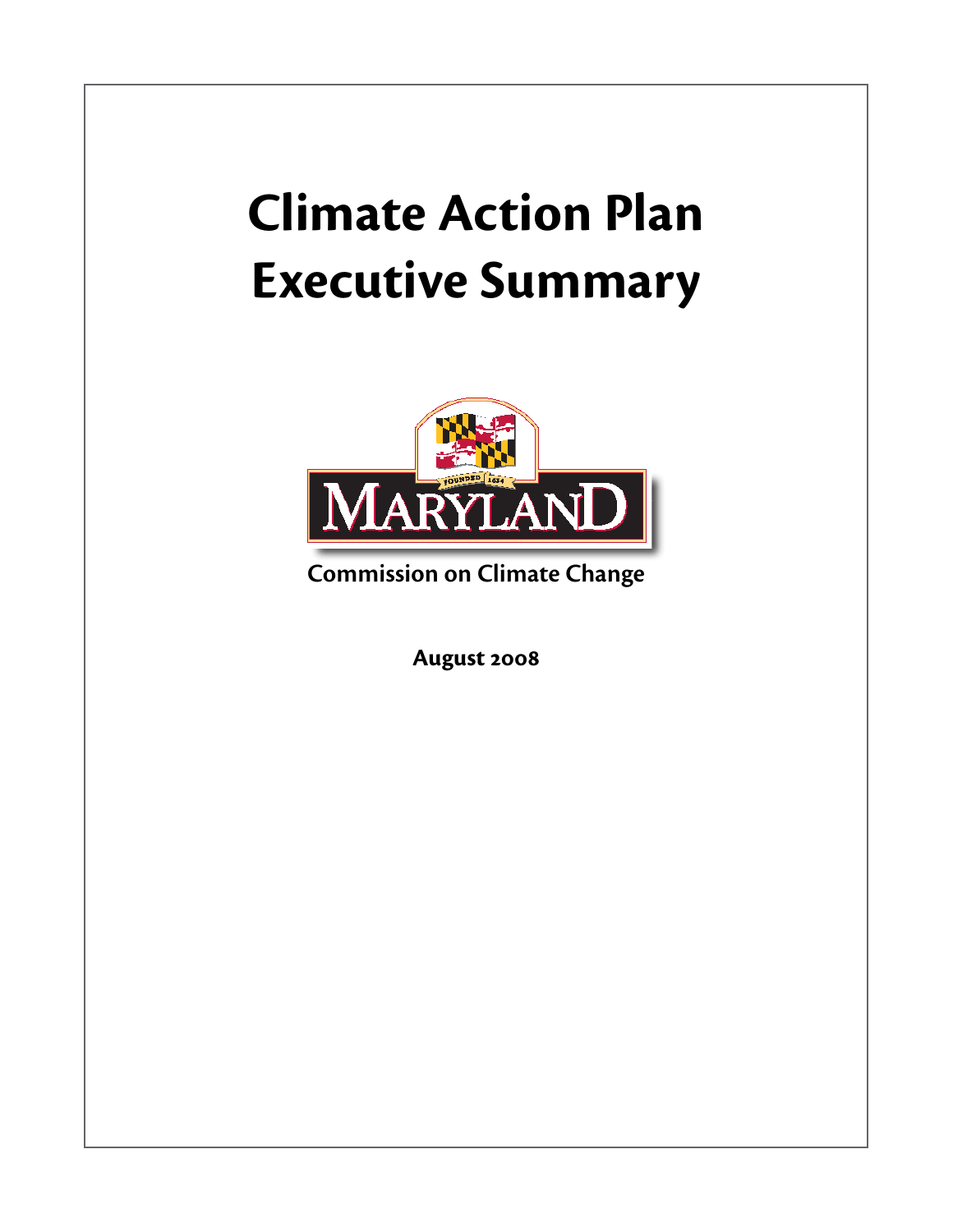# Climate Action Plan Executive Summary

MARYLAND

Commission on Climate Change

August 2008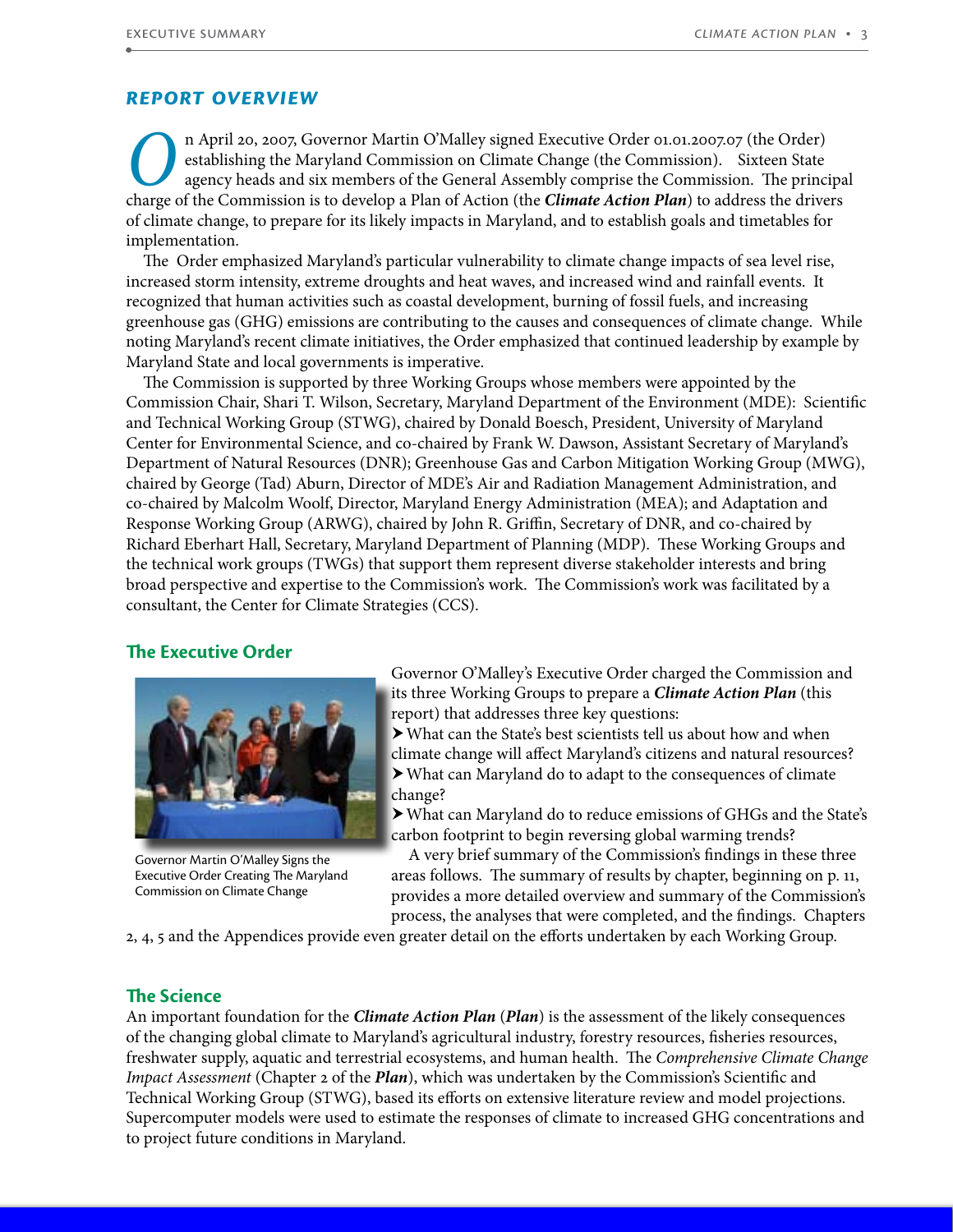## REPORT OVERVIEW

On April 20, 2007, Governor Martin O'Malley signed Executive Order 01.01.2007.07 (the Order) establishing the Maryland Commission on Climate Change (the Commission). Sixteen State agency heads and six members of the General Assembly comprise the Commission. The principal charge of the Commission is to develop a Plan of Action (the ***Climate Action Plan***) to address the drivers of climate change, to prepare for its likely impacts in Maryland, and to establish goals and timetables for implementation.

The Order emphasized Maryland's particular vulnerability to climate change impacts of sea level rise, increased storm intensity, extreme droughts and heat waves, and increased wind and rainfall events. It recognized that human activities such as coastal development, burning of fossil fuels, and increasing greenhouse gas (GHG) emissions are contributing to the causes and consequences of climate change. While noting Maryland's recent climate initiatives, the Order emphasized that continued leadership by example by Maryland State and local governments is imperative.

The Commission is supported by three Working Groups whose members were appointed by the Commission Chair, Shari T. Wilson, Secretary, Maryland Department of the Environment (MDE): Scientific and Technical Working Group (STWG), chaired by Donald Boesch, President, University of Maryland Center for Environmental Science, and co-chaired by Frank W. Dawson, Assistant Secretary of Maryland's Department of Natural Resources (DNR); Greenhouse Gas and Carbon Mitigation Working Group (MWG), chaired by George (Tad) Aburn, Director of MDE's Air and Radiation Management Administration, and co-chaired by Malcolm Woolf, Director, Maryland Energy Administration (MEA); and Adaptation and Response Working Group (ARWG), chaired by John R. Griffin, Secretary of DNR, and co-chaired by Richard Eberhart Hall, Secretary, Maryland Department of Planning (MDP). These Working Groups and the technical work groups (TWGs) that support them represent diverse stakeholder interests and bring broad perspective and expertise to the Commission's work. The Commission's work was facilitated by a consultant, the Center for Climate Strategies (CCS).

### The Executive Order

Governor Martin O'Malley Signs the Executive Order Creating The Maryland Commission on Climate Change

Governor O'Malley's Executive Order charged the Commission and its three Working Groups to prepare a ***Climate Action Plan*** (this report) that addresses three key questions:

- What can the State's best scientists tell us about how and when climate change will affect Maryland's citizens and natural resources?
- What can Maryland do to adapt to the consequences of climate change?
- What can Maryland do to reduce emissions of GHGs and the State's carbon footprint to begin reversing global warming trends?

A very brief summary of the Commission's findings in these three areas follows. The summary of results by chapter, beginning on p. 11, provides a more detailed overview and summary of the Commission's process, the analyses that were completed, and the findings. Chapters 2, 4, 5 and the Appendices provide even greater detail on the efforts undertaken by each Working Group.

### The Science

An important foundation for the ***Climate Action Plan*** (***Plan***) is the assessment of the likely consequences of the changing global climate to Maryland's agricultural industry, forestry resources, fisheries resources, freshwater supply, aquatic and terrestrial ecosystems, and human health. The *Comprehensive Climate Change Impact Assessment* (Chapter 2 of the ***Plan***), which was undertaken by the Commission's Scientific and Technical Working Group (STWG), based its efforts on extensive literature review and model projections. Supercomputer models were used to estimate the responses of climate to increased GHG concentrations and to project future conditions in Maryland.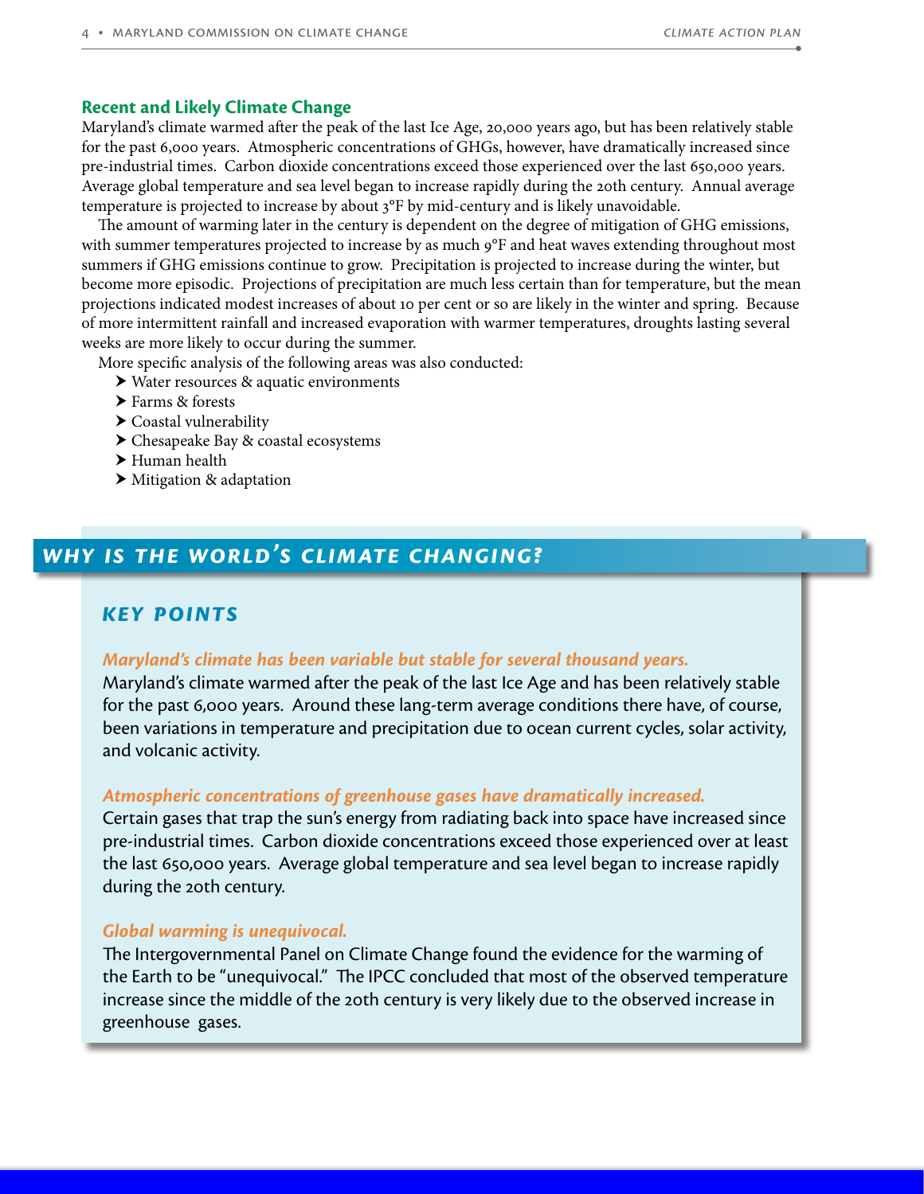## Recent and Likely Climate Change

Maryland's climate warmed after the peak of the last Ice Age, 20,000 years ago, but has been relatively stable for the past 6,000 years. Atmospheric concentrations of GHGs, however, have dramatically increased since pre-industrial times. Carbon dioxide concentrations exceed those experienced over the last 650,000 years. Average global temperature and sea level began to increase rapidly during the 20th century. Annual average temperature is projected to increase by about 3°F by mid-century and is likely unavoidable.

The amount of warming later in the century is dependent on the degree of mitigation of GHG emissions, with summer temperatures projected to increase by as much 9°F and heat waves extending throughout most summers if GHG emissions continue to grow. Precipitation is projected to increase during the winter, but become more episodic. Projections of precipitation are much less certain than for temperature, but the mean projections indicated modest increases of about 10 per cent or so are likely in the winter and spring. Because of more intermittent rainfall and increased evaporation with warmer temperatures, droughts lasting several weeks are more likely to occur during the summer.

More specific analysis of the following areas was also conducted:

- Water resources & aquatic environments
- Farms & forests
- Coastal vulnerability
- Chesapeake Bay & coastal ecosystems
- Human health
- Mitigation & adaptation

## *WHY IS THE WORLD'S CLIMATE CHANGING?*

### *KEY POINTS*

***Maryland's climate has been variable but stable for several thousand years.***

Maryland's climate warmed after the peak of the last Ice Age and has been relatively stable for the past 6,000 years. Around these lang-term average conditions there have, of course, been variations in temperature and precipitation due to ocean current cycles, solar activity, and volcanic activity.

***Atmospheric concentrations of greenhouse gases have dramatically increased.***

Certain gases that trap the sun's energy from radiating back into space have increased since pre-industrial times. Carbon dioxide concentrations exceed those experienced over at least the last 650,000 years. Average global temperature and sea level began to increase rapidly during the 20th century.

***Global warming is unequivocal.***

The Intergovernmental Panel on Climate Change found the evidence for the warming of the Earth to be "unequivocal." The IPCC concluded that most of the observed temperature increase since the middle of the 20th century is very likely due to the observed increase in greenhouse gases.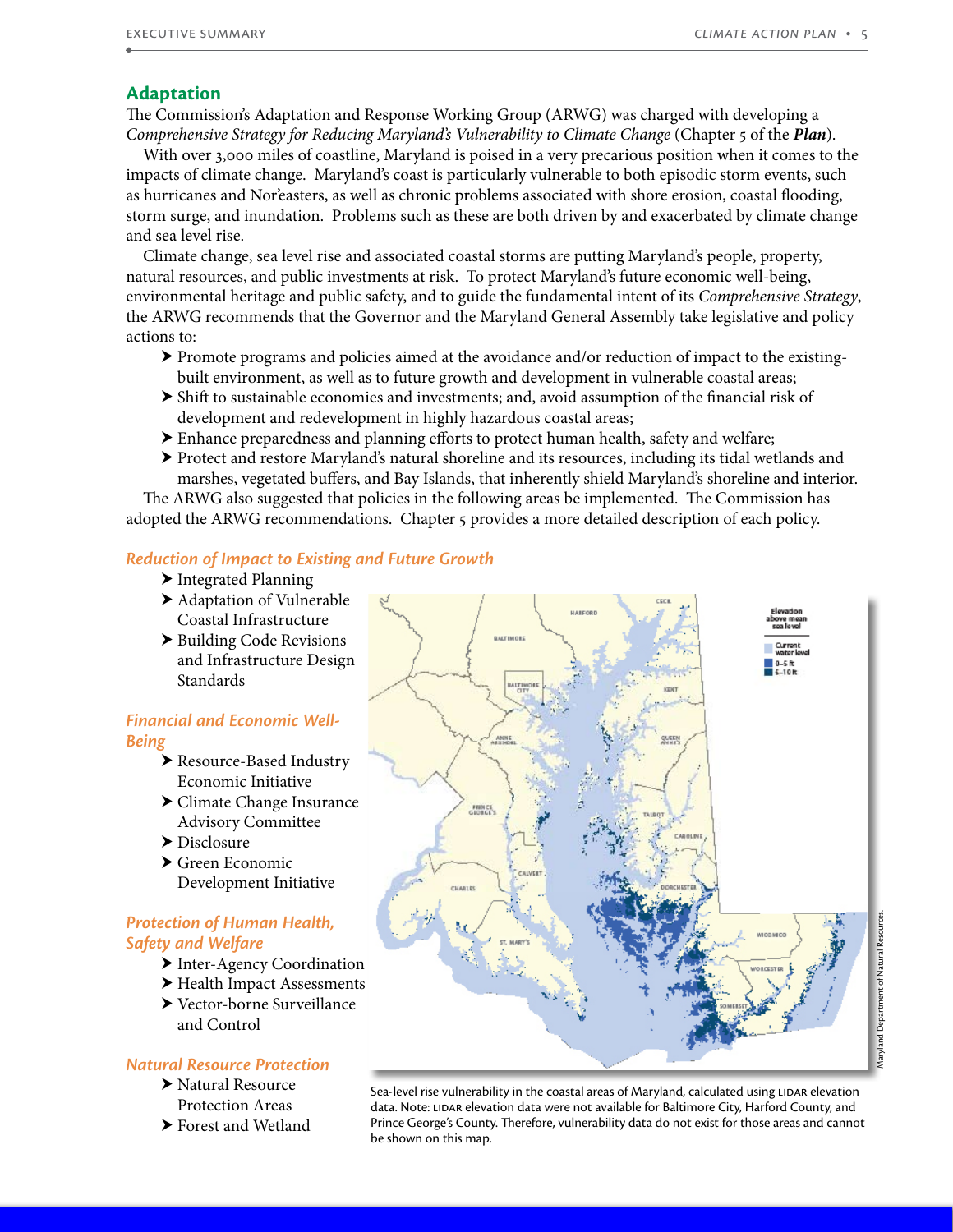## Adaptation

The Commission's Adaptation and Response Working Group (ARWG) was charged with developing a *Comprehensive Strategy for Reducing Maryland's Vulnerability to Climate Change* (Chapter 5 of the ***Plan***).

With over 3,000 miles of coastline, Maryland is poised in a very precarious position when it comes to the impacts of climate change. Maryland's coast is particularly vulnerable to both episodic storm events, such as hurricanes and Nor'easters, as well as chronic problems associated with shore erosion, coastal flooding, storm surge, and inundation. Problems such as these are both driven by and exacerbated by climate change and sea level rise.

Climate change, sea level rise and associated coastal storms are putting Maryland's people, property, natural resources, and public investments at risk. To protect Maryland's future economic well-being, environmental heritage and public safety, and to guide the fundamental intent of its *Comprehensive Strategy*, the ARWG recommends that the Governor and the Maryland General Assembly take legislative and policy actions to:

- Promote programs and policies aimed at the avoidance and/or reduction of impact to the existing-built environment, as well as to future growth and development in vulnerable coastal areas;
- Shift to sustainable economies and investments; and, avoid assumption of the financial risk of development and redevelopment in highly hazardous coastal areas;
- Enhance preparedness and planning efforts to protect human health, safety and welfare;
- Protect and restore Maryland's natural shoreline and its resources, including its tidal wetlands and marshes, vegetated buffers, and Bay Islands, that inherently shield Maryland's shoreline and interior.

The ARWG also suggested that policies in the following areas be implemented. The Commission has adopted the ARWG recommendations. Chapter 5 provides a more detailed description of each policy.

### *Reduction of Impact to Existing and Future Growth*

- Integrated Planning
- Adaptation of Vulnerable Coastal Infrastructure
- Building Code Revisions and Infrastructure Design Standards

### *Financial and Economic Well-Being*

- Resource-Based Industry Economic Initiative
- Climate Change Insurance Advisory Committee
- Disclosure
- Green Economic Development Initiative

### *Protection of Human Health, Safety and Welfare*

- Inter-Agency Coordination
- Health Impact Assessments
- Vector-borne Surveillance and Control

### *Natural Resource Protection*

- Natural Resource Protection Areas
- Forest and Wetland

Sea-level rise vulnerability in the coastal areas of Maryland, calculated using LIDAR elevation data. Note: LIDAR elevation data were not available for Baltimore City, Harford County, and Prince George's County. Therefore, vulnerability data do not exist for those areas and cannot be shown on this map.

Maryland Department of Natural Resources.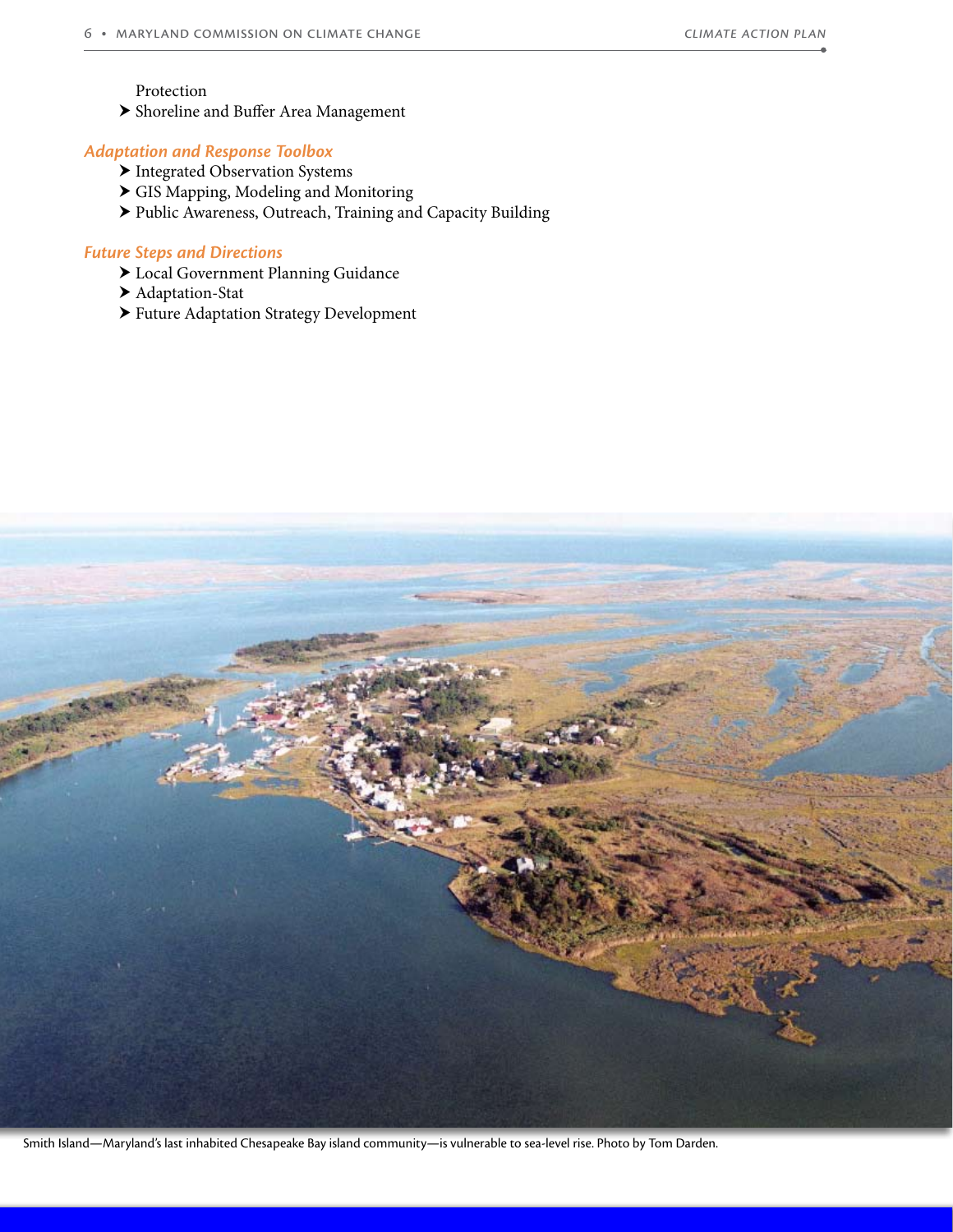Protection

- Shoreline and Buffer Area Management

### *Adaptation and Response Toolbox*

- Integrated Observation Systems
- GIS Mapping, Modeling and Monitoring
- Public Awareness, Outreach, Training and Capacity Building

### *Future Steps and Directions*

- Local Government Planning Guidance
- Adaptation-Stat
- Future Adaptation Strategy Development

Smith Island—Maryland's last inhabited Chesapeake Bay island community—is vulnerable to sea-level rise. Photo by Tom Darden.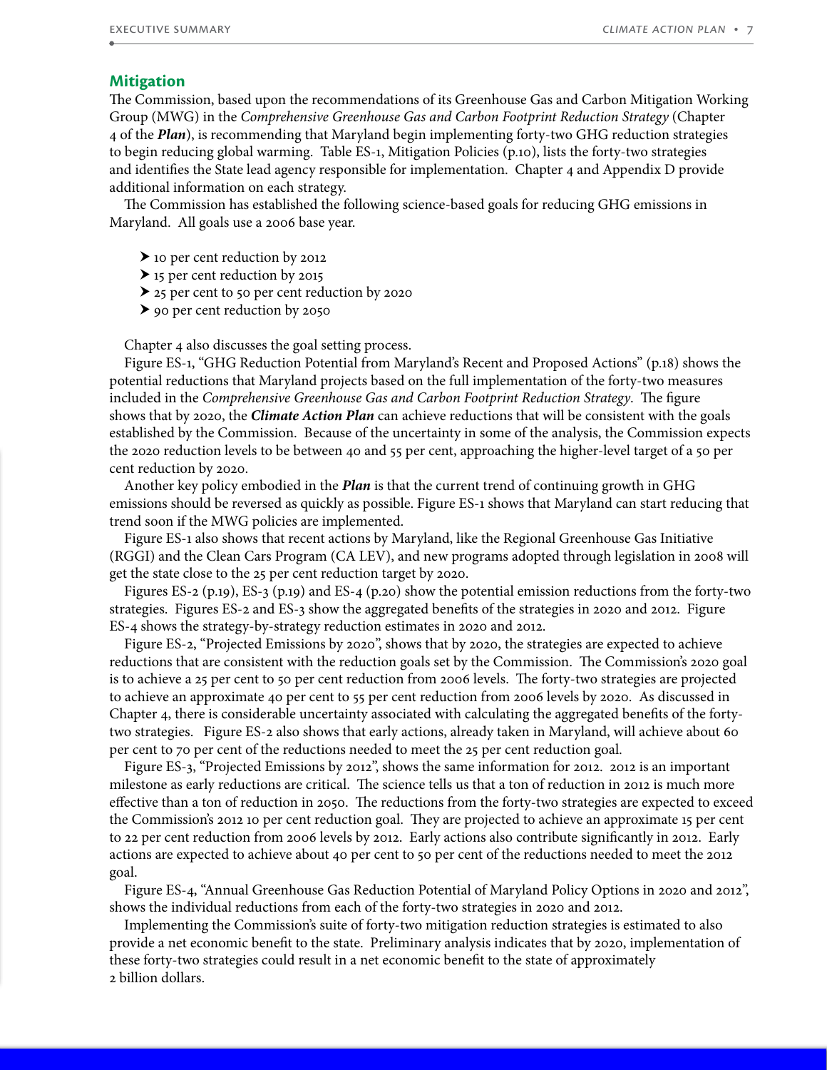## Mitigation

The Commission, based upon the recommendations of its Greenhouse Gas and Carbon Mitigation Working Group (MWG) in the *Comprehensive Greenhouse Gas and Carbon Footprint Reduction Strategy* (Chapter 4 of the ***Plan***), is recommending that Maryland begin implementing forty-two GHG reduction strategies to begin reducing global warming. Table ES-1, Mitigation Policies (p.10), lists the forty-two strategies and identifies the State lead agency responsible for implementation. Chapter 4 and Appendix D provide additional information on each strategy.

The Commission has established the following science-based goals for reducing GHG emissions in Maryland. All goals use a 2006 base year.

- 10 per cent reduction by 2012
- 15 per cent reduction by 2015
- 25 per cent to 50 per cent reduction by 2020
- 90 per cent reduction by 2050

Chapter 4 also discusses the goal setting process.

Figure ES-1, "GHG Reduction Potential from Maryland's Recent and Proposed Actions" (p.18) shows the potential reductions that Maryland projects based on the full implementation of the forty-two measures included in the *Comprehensive Greenhouse Gas and Carbon Footprint Reduction Strategy*. The figure shows that by 2020, the ***Climate Action Plan*** can achieve reductions that will be consistent with the goals established by the Commission. Because of the uncertainty in some of the analysis, the Commission expects the 2020 reduction levels to be between 40 and 55 per cent, approaching the higher-level target of a 50 per cent reduction by 2020.

Another key policy embodied in the ***Plan*** is that the current trend of continuing growth in GHG emissions should be reversed as quickly as possible. Figure ES-1 shows that Maryland can start reducing that trend soon if the MWG policies are implemented.

Figure ES-1 also shows that recent actions by Maryland, like the Regional Greenhouse Gas Initiative (RGGI) and the Clean Cars Program (CA LEV), and new programs adopted through legislation in 2008 will get the state close to the 25 per cent reduction target by 2020.

Figures ES-2 (p.19), ES-3 (p.19) and ES-4 (p.20) show the potential emission reductions from the forty-two strategies. Figures ES-2 and ES-3 show the aggregated benefits of the strategies in 2020 and 2012. Figure ES-4 shows the strategy-by-strategy reduction estimates in 2020 and 2012.

Figure ES-2, "Projected Emissions by 2020", shows that by 2020, the strategies are expected to achieve reductions that are consistent with the reduction goals set by the Commission. The Commission's 2020 goal is to achieve a 25 per cent to 50 per cent reduction from 2006 levels. The forty-two strategies are projected to achieve an approximate 40 per cent to 55 per cent reduction from 2006 levels by 2020. As discussed in Chapter 4, there is considerable uncertainty associated with calculating the aggregated benefits of the forty-two strategies. Figure ES-2 also shows that early actions, already taken in Maryland, will achieve about 60 per cent to 70 per cent of the reductions needed to meet the 25 per cent reduction goal.

Figure ES-3, "Projected Emissions by 2012", shows the same information for 2012. 2012 is an important milestone as early reductions are critical. The science tells us that a ton of reduction in 2012 is much more effective than a ton of reduction in 2050. The reductions from the forty-two strategies are expected to exceed the Commission's 2012 10 per cent reduction goal. They are projected to achieve an approximate 15 per cent to 22 per cent reduction from 2006 levels by 2012. Early actions also contribute significantly in 2012. Early actions are expected to achieve about 40 per cent to 50 per cent of the reductions needed to meet the 2012 goal.

Figure ES-4, "Annual Greenhouse Gas Reduction Potential of Maryland Policy Options in 2020 and 2012", shows the individual reductions from each of the forty-two strategies in 2020 and 2012.

Implementing the Commission's suite of forty-two mitigation reduction strategies is estimated to also provide a net economic benefit to the state. Preliminary analysis indicates that by 2020, implementation of these forty-two strategies could result in a net economic benefit to the state of approximately 2 billion dollars.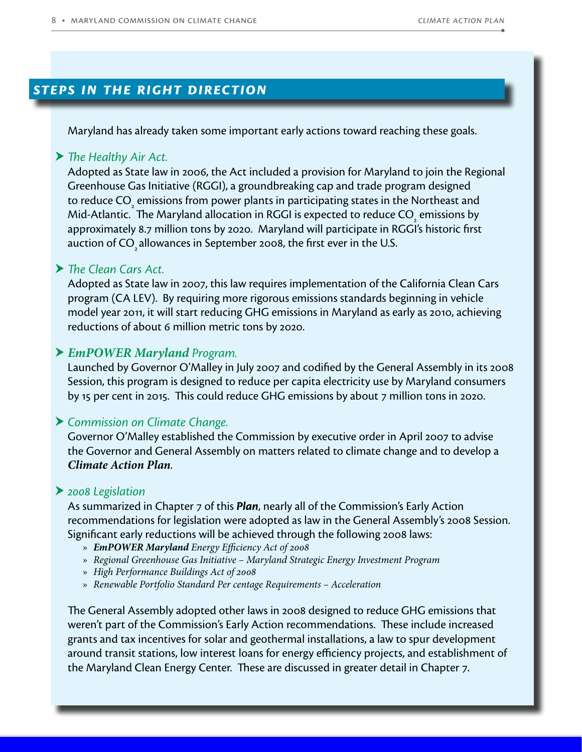## *STEPS IN THE RIGHT DIRECTION*

Maryland has already taken some important early actions toward reaching these goals.

- *The Healthy Air Act.*

  Adopted as State law in 2006, the Act included a provision for Maryland to join the Regional Greenhouse Gas Initiative (RGGI), a groundbreaking cap and trade program designed to reduce $CO_2$ emissions from power plants in participating states in the Northeast and Mid-Atlantic. The Maryland allocation in RGGI is expected to reduce $CO_2$ emissions by approximately 8.7 million tons by 2020. Maryland will participate in RGGI's historic first auction of $CO_2$ allowances in September 2008, the first ever in the U.S.

- *The Clean Cars Act.*

  Adopted as State law in 2007, this law requires implementation of the California Clean Cars program (CA LEV). By requiring more rigorous emissions standards beginning in vehicle model year 2011, it will start reducing GHG emissions in Maryland as early as 2010, achieving reductions of about 6 million metric tons by 2020.

- ***EmPOWER Maryland** Program.*

  Launched by Governor O'Malley in July 2007 and codified by the General Assembly in its 2008 Session, this program is designed to reduce per capita electricity use by Maryland consumers by 15 per cent in 2015. This could reduce GHG emissions by about 7 million tons in 2020.

- *Commission on Climate Change.*

  Governor O'Malley established the Commission by executive order in April 2007 to advise the Governor and General Assembly on matters related to climate change and to develop a ***Climate Action Plan***.

- *2008 Legislation*

  As summarized in Chapter 7 of this ***Plan***, nearly all of the Commission's Early Action recommendations for legislation were adopted as law in the General Assembly's 2008 Session. Significant early reductions will be achieved through the following 2008 laws:

  - ***EmPOWER Maryland** Energy Efficiency Act of 2008*
  - *Regional Greenhouse Gas Initiative – Maryland Strategic Energy Investment Program*
  - *High Performance Buildings Act of 2008*
  - *Renewable Portfolio Standard Per centage Requirements – Acceleration*

The General Assembly adopted other laws in 2008 designed to reduce GHG emissions that weren't part of the Commission's Early Action recommendations. These include increased grants and tax incentives for solar and geothermal installations, a law to spur development around transit stations, low interest loans for energy efficiency projects, and establishment of the Maryland Clean Energy Center. These are discussed in greater detail in Chapter 7.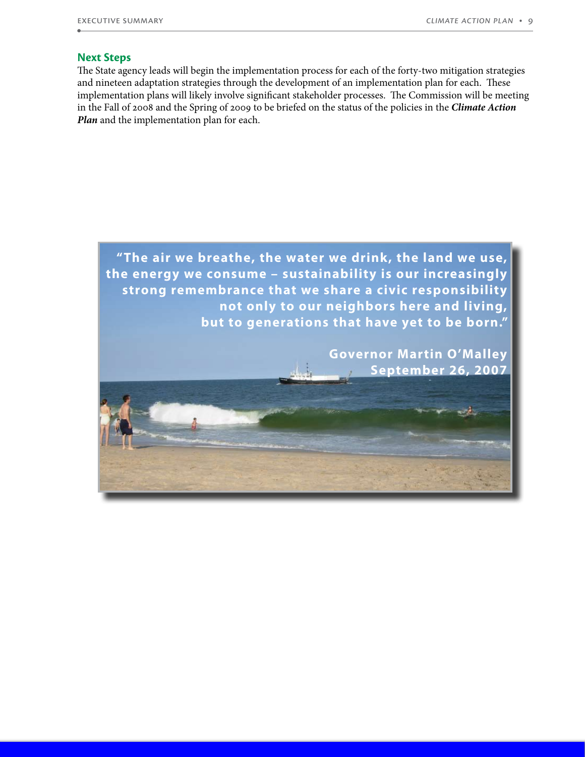## Next Steps

The State agency leads will begin the implementation process for each of the forty-two mitigation strategies and nineteen adaptation strategies through the development of an implementation plan for each. These implementation plans will likely involve significant stakeholder processes. The Commission will be meeting in the Fall of 2008 and the Spring of 2009 to be briefed on the status of the policies in the ***Climate Action Plan*** and the implementation plan for each.

**"The air we breathe, the water we drink, the land we use, the energy we consume – sustainability is our increasingly strong remembrance that we share a civic responsibility not only to our neighbors here and living, but to generations that have yet to be born."**

**Governor Martin O'Malley**
**September 26, 2007**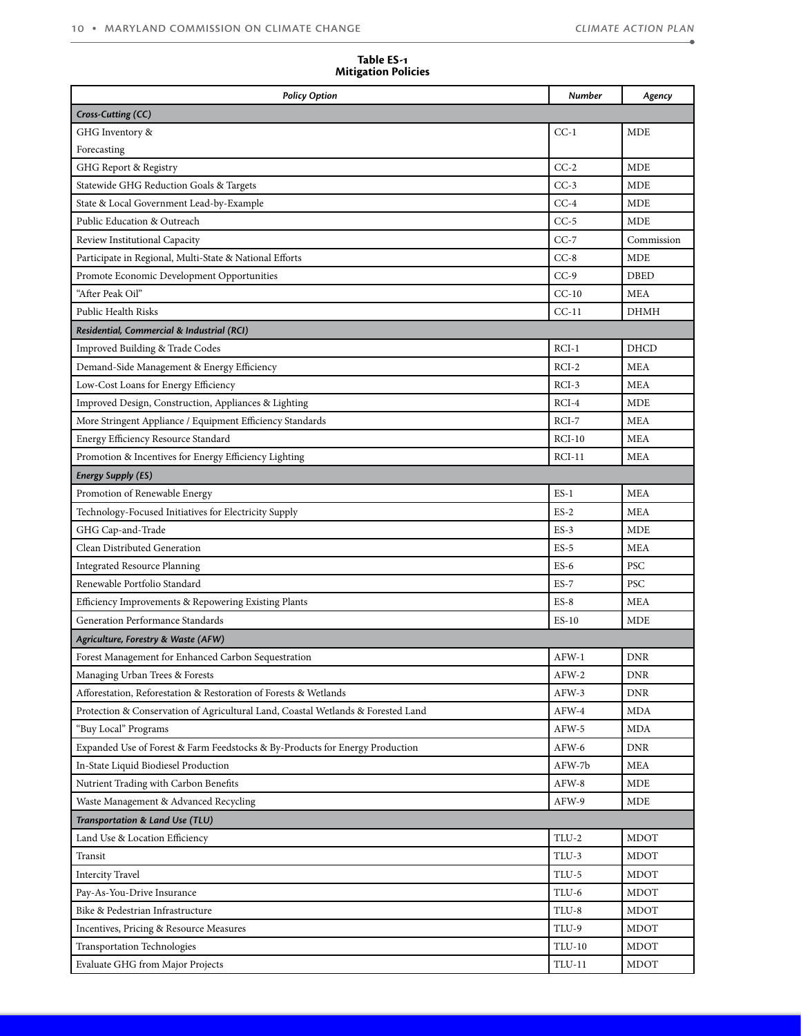**Table ES-1**
**Mitigation Policies**

| *Policy Option* | *Number* | *Agency* |
|---|---|---|
| ***Cross-Cutting (CC)*** | | |
| GHG Inventory & Forecasting | CC-1 | MDE |
| GHG Report & Registry | CC-2 | MDE |
| Statewide GHG Reduction Goals & Targets | CC-3 | MDE |
| State & Local Government Lead-by-Example | CC-4 | MDE |
| Public Education & Outreach | CC-5 | MDE |
| Review Institutional Capacity | CC-7 | Commission |
| Participate in Regional, Multi-State & National Efforts | CC-8 | MDE |
| Promote Economic Development Opportunities | CC-9 | DBED |
| "After Peak Oil" | CC-10 | MEA |
| Public Health Risks | CC-11 | DHMH |
| ***Residential, Commercial & Industrial (RCI)*** | | |
| Improved Building & Trade Codes | RCI-1 | DHCD |
| Demand-Side Management & Energy Efficiency | RCI-2 | MEA |
| Low-Cost Loans for Energy Efficiency | RCI-3 | MEA |
| Improved Design, Construction, Appliances & Lighting | RCI-4 | MDE |
| More Stringent Appliance / Equipment Efficiency Standards | RCI-7 | MEA |
| Energy Efficiency Resource Standard | RCI-10 | MEA |
| Promotion & Incentives for Energy Efficiency Lighting | RCI-11 | MEA |
| ***Energy Supply (ES)*** | | |
| Promotion of Renewable Energy | ES-1 | MEA |
| Technology-Focused Initiatives for Electricity Supply | ES-2 | MEA |
| GHG Cap-and-Trade | ES-3 | MDE |
| Clean Distributed Generation | ES-5 | MEA |
| Integrated Resource Planning | ES-6 | PSC |
| Renewable Portfolio Standard | ES-7 | PSC |
| Efficiency Improvements & Repowering Existing Plants | ES-8 | MEA |
| Generation Performance Standards | ES-10 | MDE |
| ***Agriculture, Forestry & Waste (AFW)*** | | |
| Forest Management for Enhanced Carbon Sequestration | AFW-1 | DNR |
| Managing Urban Trees & Forests | AFW-2 | DNR |
| Afforestation, Reforestation & Restoration of Forests & Wetlands | AFW-3 | DNR |
| Protection & Conservation of Agricultural Land, Coastal Wetlands & Forested Land | AFW-4 | MDA |
| "Buy Local" Programs | AFW-5 | MDA |
| Expanded Use of Forest & Farm Feedstocks & By-Products for Energy Production | AFW-6 | DNR |
| In-State Liquid Biodiesel Production | AFW-7b | MEA |
| Nutrient Trading with Carbon Benefits | AFW-8 | MDE |
| Waste Management & Advanced Recycling | AFW-9 | MDE |
| ***Transportation & Land Use (TLU)*** | | |
| Land Use & Location Efficiency | TLU-2 | MDOT |
| Transit | TLU-3 | MDOT |
| Intercity Travel | TLU-5 | MDOT |
| Pay-As-You-Drive Insurance | TLU-6 | MDOT |
| Bike & Pedestrian Infrastructure | TLU-8 | MDOT |
| Incentives, Pricing & Resource Measures | TLU-9 | MDOT |
| Transportation Technologies | TLU-10 | MDOT |
| Evaluate GHG from Major Projects | TLU-11 | MDOT |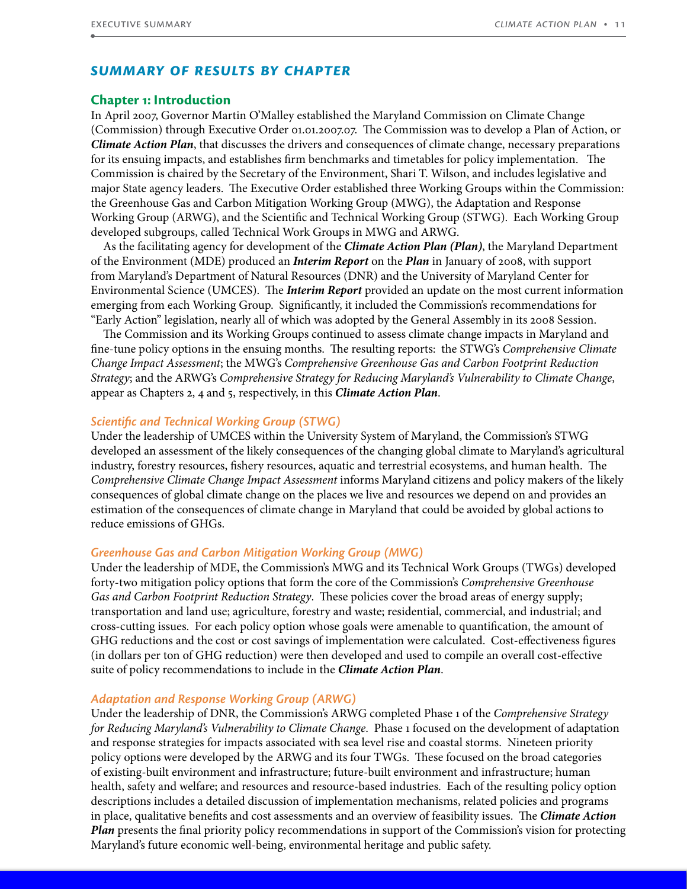## *SUMMARY OF RESULTS BY CHAPTER*

### Chapter 1: Introduction

In April 2007, Governor Martin O'Malley established the Maryland Commission on Climate Change (Commission) through Executive Order 01.01.2007.07. The Commission was to develop a Plan of Action, or ***Climate Action Plan***, that discusses the drivers and consequences of climate change, necessary preparations for its ensuing impacts, and establishes firm benchmarks and timetables for policy implementation. The Commission is chaired by the Secretary of the Environment, Shari T. Wilson, and includes legislative and major State agency leaders. The Executive Order established three Working Groups within the Commission: the Greenhouse Gas and Carbon Mitigation Working Group (MWG), the Adaptation and Response Working Group (ARWG), and the Scientific and Technical Working Group (STWG). Each Working Group developed subgroups, called Technical Work Groups in MWG and ARWG.

As the facilitating agency for development of the ***Climate Action Plan (Plan)***, the Maryland Department of the Environment (MDE) produced an ***Interim Report*** on the ***Plan*** in January of 2008, with support from Maryland's Department of Natural Resources (DNR) and the University of Maryland Center for Environmental Science (UMCES). The ***Interim Report*** provided an update on the most current information emerging from each Working Group. Significantly, it included the Commission's recommendations for "Early Action" legislation, nearly all of which was adopted by the General Assembly in its 2008 Session.

The Commission and its Working Groups continued to assess climate change impacts in Maryland and fine-tune policy options in the ensuing months. The resulting reports: the STWG's *Comprehensive Climate Change Impact Assessment*; the MWG's *Comprehensive Greenhouse Gas and Carbon Footprint Reduction Strategy*; and the ARWG's *Comprehensive Strategy for Reducing Maryland's Vulnerability to Climate Change*, appear as Chapters 2, 4 and 5, respectively, in this ***Climate Action Plan***.

#### *Scientific and Technical Working Group (STWG)*

Under the leadership of UMCES within the University System of Maryland, the Commission's STWG developed an assessment of the likely consequences of the changing global climate to Maryland's agricultural industry, forestry resources, fishery resources, aquatic and terrestrial ecosystems, and human health. The *Comprehensive Climate Change Impact Assessment* informs Maryland citizens and policy makers of the likely consequences of global climate change on the places we live and resources we depend on and provides an estimation of the consequences of climate change in Maryland that could be avoided by global actions to reduce emissions of GHGs.

#### *Greenhouse Gas and Carbon Mitigation Working Group (MWG)*

Under the leadership of MDE, the Commission's MWG and its Technical Work Groups (TWGs) developed forty-two mitigation policy options that form the core of the Commission's *Comprehensive Greenhouse Gas and Carbon Footprint Reduction Strategy*. These policies cover the broad areas of energy supply; transportation and land use; agriculture, forestry and waste; residential, commercial, and industrial; and cross-cutting issues. For each policy option whose goals were amenable to quantification, the amount of GHG reductions and the cost or cost savings of implementation were calculated. Cost-effectiveness figures (in dollars per ton of GHG reduction) were then developed and used to compile an overall cost-effective suite of policy recommendations to include in the ***Climate Action Plan***.

#### *Adaptation and Response Working Group (ARWG)*

Under the leadership of DNR, the Commission's ARWG completed Phase 1 of the *Comprehensive Strategy for Reducing Maryland's Vulnerability to Climate Change*. Phase 1 focused on the development of adaptation and response strategies for impacts associated with sea level rise and coastal storms. Nineteen priority policy options were developed by the ARWG and its four TWGs. These focused on the broad categories of existing-built environment and infrastructure; future-built environment and infrastructure; human health, safety and welfare; and resources and resource-based industries. Each of the resulting policy option descriptions includes a detailed discussion of implementation mechanisms, related policies and programs in place, qualitative benefits and cost assessments and an overview of feasibility issues. The ***Climate Action Plan*** presents the final priority policy recommendations in support of the Commission's vision for protecting Maryland's future economic well-being, environmental heritage and public safety.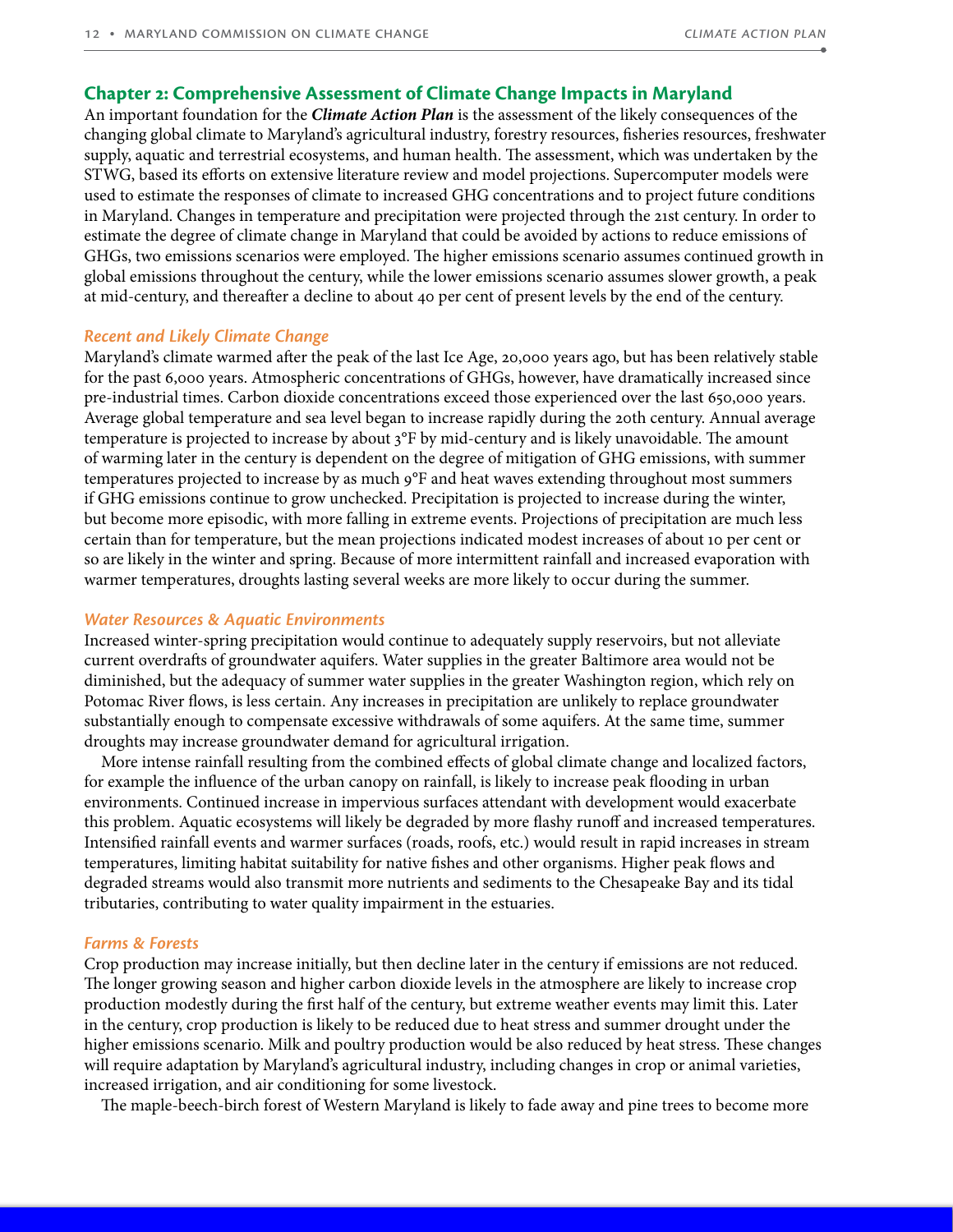## Chapter 2: Comprehensive Assessment of Climate Change Impacts in Maryland

An important foundation for the ***Climate Action Plan*** is the assessment of the likely consequences of the changing global climate to Maryland's agricultural industry, forestry resources, fisheries resources, freshwater supply, aquatic and terrestrial ecosystems, and human health. The assessment, which was undertaken by the STWG, based its efforts on extensive literature review and model projections. Supercomputer models were used to estimate the responses of climate to increased GHG concentrations and to project future conditions in Maryland. Changes in temperature and precipitation were projected through the 21st century. In order to estimate the degree of climate change in Maryland that could be avoided by actions to reduce emissions of GHGs, two emissions scenarios were employed. The higher emissions scenario assumes continued growth in global emissions throughout the century, while the lower emissions scenario assumes slower growth, a peak at mid-century, and thereafter a decline to about 40 per cent of present levels by the end of the century.

### *Recent and Likely Climate Change*

Maryland's climate warmed after the peak of the last Ice Age, 20,000 years ago, but has been relatively stable for the past 6,000 years. Atmospheric concentrations of GHGs, however, have dramatically increased since pre-industrial times. Carbon dioxide concentrations exceed those experienced over the last 650,000 years. Average global temperature and sea level began to increase rapidly during the 20th century. Annual average temperature is projected to increase by about 3°F by mid-century and is likely unavoidable. The amount of warming later in the century is dependent on the degree of mitigation of GHG emissions, with summer temperatures projected to increase by as much 9°F and heat waves extending throughout most summers if GHG emissions continue to grow unchecked. Precipitation is projected to increase during the winter, but become more episodic, with more falling in extreme events. Projections of precipitation are much less certain than for temperature, but the mean projections indicated modest increases of about 10 per cent or so are likely in the winter and spring. Because of more intermittent rainfall and increased evaporation with warmer temperatures, droughts lasting several weeks are more likely to occur during the summer.

### *Water Resources & Aquatic Environments*

Increased winter-spring precipitation would continue to adequately supply reservoirs, but not alleviate current overdrafts of groundwater aquifers. Water supplies in the greater Baltimore area would not be diminished, but the adequacy of summer water supplies in the greater Washington region, which rely on Potomac River flows, is less certain. Any increases in precipitation are unlikely to replace groundwater substantially enough to compensate excessive withdrawals of some aquifers. At the same time, summer droughts may increase groundwater demand for agricultural irrigation.

More intense rainfall resulting from the combined effects of global climate change and localized factors, for example the influence of the urban canopy on rainfall, is likely to increase peak flooding in urban environments. Continued increase in impervious surfaces attendant with development would exacerbate this problem. Aquatic ecosystems will likely be degraded by more flashy runoff and increased temperatures. Intensified rainfall events and warmer surfaces (roads, roofs, etc.) would result in rapid increases in stream temperatures, limiting habitat suitability for native fishes and other organisms. Higher peak flows and degraded streams would also transmit more nutrients and sediments to the Chesapeake Bay and its tidal tributaries, contributing to water quality impairment in the estuaries.

### *Farms & Forests*

Crop production may increase initially, but then decline later in the century if emissions are not reduced. The longer growing season and higher carbon dioxide levels in the atmosphere are likely to increase crop production modestly during the first half of the century, but extreme weather events may limit this. Later in the century, crop production is likely to be reduced due to heat stress and summer drought under the higher emissions scenario. Milk and poultry production would be also reduced by heat stress. These changes will require adaptation by Maryland's agricultural industry, including changes in crop or animal varieties, increased irrigation, and air conditioning for some livestock.

The maple-beech-birch forest of Western Maryland is likely to fade away and pine trees to become more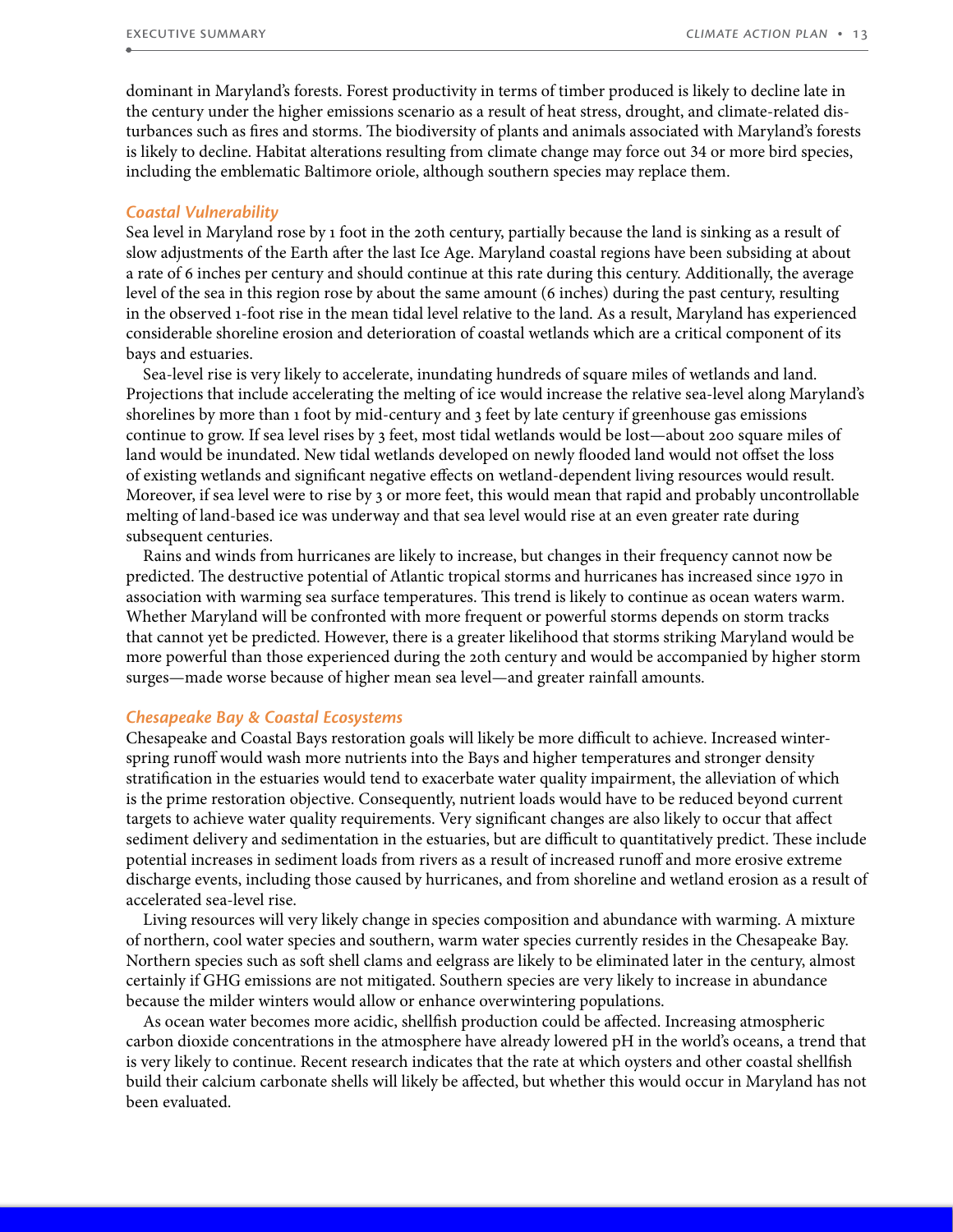dominant in Maryland's forests. Forest productivity in terms of timber produced is likely to decline late in the century under the higher emissions scenario as a result of heat stress, drought, and climate-related disturbances such as fires and storms. The biodiversity of plants and animals associated with Maryland's forests is likely to decline. Habitat alterations resulting from climate change may force out 34 or more bird species, including the emblematic Baltimore oriole, although southern species may replace them.

### *Coastal Vulnerability*

Sea level in Maryland rose by 1 foot in the 20th century, partially because the land is sinking as a result of slow adjustments of the Earth after the last Ice Age. Maryland coastal regions have been subsiding at about a rate of 6 inches per century and should continue at this rate during this century. Additionally, the average level of the sea in this region rose by about the same amount (6 inches) during the past century, resulting in the observed 1-foot rise in the mean tidal level relative to the land. As a result, Maryland has experienced considerable shoreline erosion and deterioration of coastal wetlands which are a critical component of its bays and estuaries.

Sea-level rise is very likely to accelerate, inundating hundreds of square miles of wetlands and land. Projections that include accelerating the melting of ice would increase the relative sea-level along Maryland's shorelines by more than 1 foot by mid-century and 3 feet by late century if greenhouse gas emissions continue to grow. If sea level rises by 3 feet, most tidal wetlands would be lost—about 200 square miles of land would be inundated. New tidal wetlands developed on newly flooded land would not offset the loss of existing wetlands and significant negative effects on wetland-dependent living resources would result. Moreover, if sea level were to rise by 3 or more feet, this would mean that rapid and probably uncontrollable melting of land-based ice was underway and that sea level would rise at an even greater rate during subsequent centuries.

Rains and winds from hurricanes are likely to increase, but changes in their frequency cannot now be predicted. The destructive potential of Atlantic tropical storms and hurricanes has increased since 1970 in association with warming sea surface temperatures. This trend is likely to continue as ocean waters warm. Whether Maryland will be confronted with more frequent or powerful storms depends on storm tracks that cannot yet be predicted. However, there is a greater likelihood that storms striking Maryland would be more powerful than those experienced during the 20th century and would be accompanied by higher storm surges—made worse because of higher mean sea level—and greater rainfall amounts.

### *Chesapeake Bay & Coastal Ecosystems*

Chesapeake and Coastal Bays restoration goals will likely be more difficult to achieve. Increased winter-spring runoff would wash more nutrients into the Bays and higher temperatures and stronger density stratification in the estuaries would tend to exacerbate water quality impairment, the alleviation of which is the prime restoration objective. Consequently, nutrient loads would have to be reduced beyond current targets to achieve water quality requirements. Very significant changes are also likely to occur that affect sediment delivery and sedimentation in the estuaries, but are difficult to quantitatively predict. These include potential increases in sediment loads from rivers as a result of increased runoff and more erosive extreme discharge events, including those caused by hurricanes, and from shoreline and wetland erosion as a result of accelerated sea-level rise.

Living resources will very likely change in species composition and abundance with warming. A mixture of northern, cool water species and southern, warm water species currently resides in the Chesapeake Bay. Northern species such as soft shell clams and eelgrass are likely to be eliminated later in the century, almost certainly if GHG emissions are not mitigated. Southern species are very likely to increase in abundance because the milder winters would allow or enhance overwintering populations.

As ocean water becomes more acidic, shellfish production could be affected. Increasing atmospheric carbon dioxide concentrations in the atmosphere have already lowered pH in the world's oceans, a trend that is very likely to continue. Recent research indicates that the rate at which oysters and other coastal shellfish build their calcium carbonate shells will likely be affected, but whether this would occur in Maryland has not been evaluated.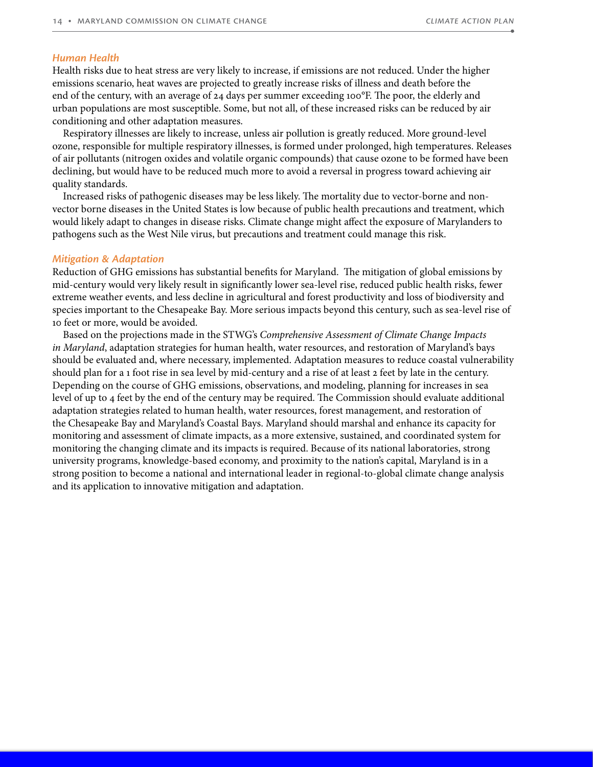### *Human Health*

Health risks due to heat stress are very likely to increase, if emissions are not reduced. Under the higher emissions scenario, heat waves are projected to greatly increase risks of illness and death before the end of the century, with an average of 24 days per summer exceeding 100°F. The poor, the elderly and urban populations are most susceptible. Some, but not all, of these increased risks can be reduced by air conditioning and other adaptation measures.

Respiratory illnesses are likely to increase, unless air pollution is greatly reduced. More ground-level ozone, responsible for multiple respiratory illnesses, is formed under prolonged, high temperatures. Releases of air pollutants (nitrogen oxides and volatile organic compounds) that cause ozone to be formed have been declining, but would have to be reduced much more to avoid a reversal in progress toward achieving air quality standards.

Increased risks of pathogenic diseases may be less likely. The mortality due to vector-borne and non-vector borne diseases in the United States is low because of public health precautions and treatment, which would likely adapt to changes in disease risks. Climate change might affect the exposure of Marylanders to pathogens such as the West Nile virus, but precautions and treatment could manage this risk.

### *Mitigation & Adaptation*

Reduction of GHG emissions has substantial benefits for Maryland. The mitigation of global emissions by mid-century would very likely result in significantly lower sea-level rise, reduced public health risks, fewer extreme weather events, and less decline in agricultural and forest productivity and loss of biodiversity and species important to the Chesapeake Bay. More serious impacts beyond this century, such as sea-level rise of 10 feet or more, would be avoided.

Based on the projections made in the STWG's *Comprehensive Assessment of Climate Change Impacts in Maryland*, adaptation strategies for human health, water resources, and restoration of Maryland's bays should be evaluated and, where necessary, implemented. Adaptation measures to reduce coastal vulnerability should plan for a 1 foot rise in sea level by mid-century and a rise of at least 2 feet by late in the century. Depending on the course of GHG emissions, observations, and modeling, planning for increases in sea level of up to 4 feet by the end of the century may be required. The Commission should evaluate additional adaptation strategies related to human health, water resources, forest management, and restoration of the Chesapeake Bay and Maryland's Coastal Bays. Maryland should marshal and enhance its capacity for monitoring and assessment of climate impacts, as a more extensive, sustained, and coordinated system for monitoring the changing climate and its impacts is required. Because of its national laboratories, strong university programs, knowledge-based economy, and proximity to the nation's capital, Maryland is in a strong position to become a national and international leader in regional-to-global climate change analysis and its application to innovative mitigation and adaptation.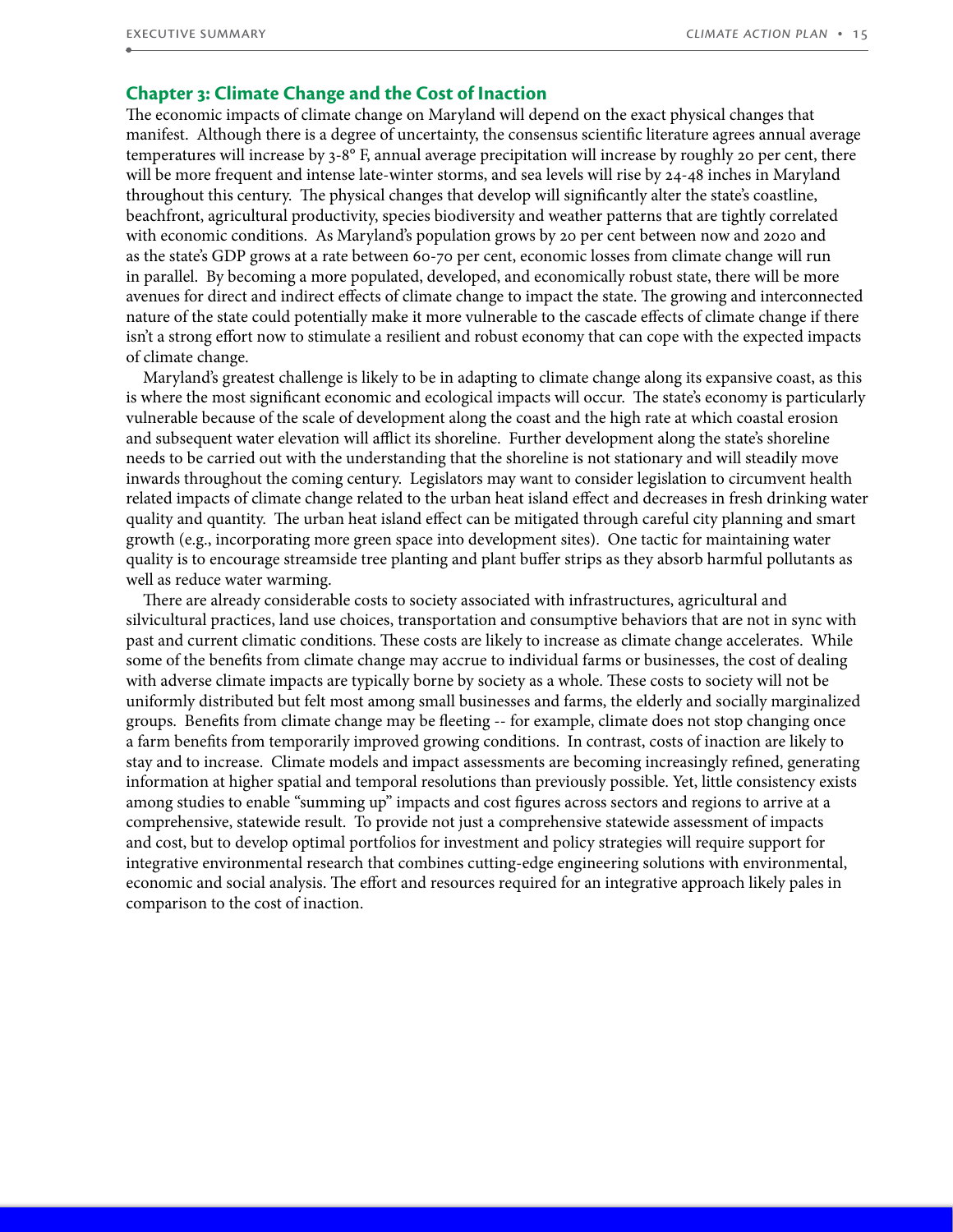## Chapter 3: Climate Change and the Cost of Inaction

The economic impacts of climate change on Maryland will depend on the exact physical changes that manifest. Although there is a degree of uncertainty, the consensus scientific literature agrees annual average temperatures will increase by 3-8° F, annual average precipitation will increase by roughly 20 per cent, there will be more frequent and intense late-winter storms, and sea levels will rise by 24-48 inches in Maryland throughout this century. The physical changes that develop will significantly alter the state's coastline, beachfront, agricultural productivity, species biodiversity and weather patterns that are tightly correlated with economic conditions. As Maryland's population grows by 20 per cent between now and 2020 and as the state's GDP grows at a rate between 60-70 per cent, economic losses from climate change will run in parallel. By becoming a more populated, developed, and economically robust state, there will be more avenues for direct and indirect effects of climate change to impact the state. The growing and interconnected nature of the state could potentially make it more vulnerable to the cascade effects of climate change if there isn't a strong effort now to stimulate a resilient and robust economy that can cope with the expected impacts of climate change.

Maryland's greatest challenge is likely to be in adapting to climate change along its expansive coast, as this is where the most significant economic and ecological impacts will occur. The state's economy is particularly vulnerable because of the scale of development along the coast and the high rate at which coastal erosion and subsequent water elevation will afflict its shoreline. Further development along the state's shoreline needs to be carried out with the understanding that the shoreline is not stationary and will steadily move inwards throughout the coming century. Legislators may want to consider legislation to circumvent health related impacts of climate change related to the urban heat island effect and decreases in fresh drinking water quality and quantity. The urban heat island effect can be mitigated through careful city planning and smart growth (e.g., incorporating more green space into development sites). One tactic for maintaining water quality is to encourage streamside tree planting and plant buffer strips as they absorb harmful pollutants as well as reduce water warming.

There are already considerable costs to society associated with infrastructures, agricultural and silvicultural practices, land use choices, transportation and consumptive behaviors that are not in sync with past and current climatic conditions. These costs are likely to increase as climate change accelerates. While some of the benefits from climate change may accrue to individual farms or businesses, the cost of dealing with adverse climate impacts are typically borne by society as a whole. These costs to society will not be uniformly distributed but felt most among small businesses and farms, the elderly and socially marginalized groups. Benefits from climate change may be fleeting -- for example, climate does not stop changing once a farm benefits from temporarily improved growing conditions. In contrast, costs of inaction are likely to stay and to increase. Climate models and impact assessments are becoming increasingly refined, generating information at higher spatial and temporal resolutions than previously possible. Yet, little consistency exists among studies to enable "summing up" impacts and cost figures across sectors and regions to arrive at a comprehensive, statewide result. To provide not just a comprehensive statewide assessment of impacts and cost, but to develop optimal portfolios for investment and policy strategies will require support for integrative environmental research that combines cutting-edge engineering solutions with environmental, economic and social analysis. The effort and resources required for an integrative approach likely pales in comparison to the cost of inaction.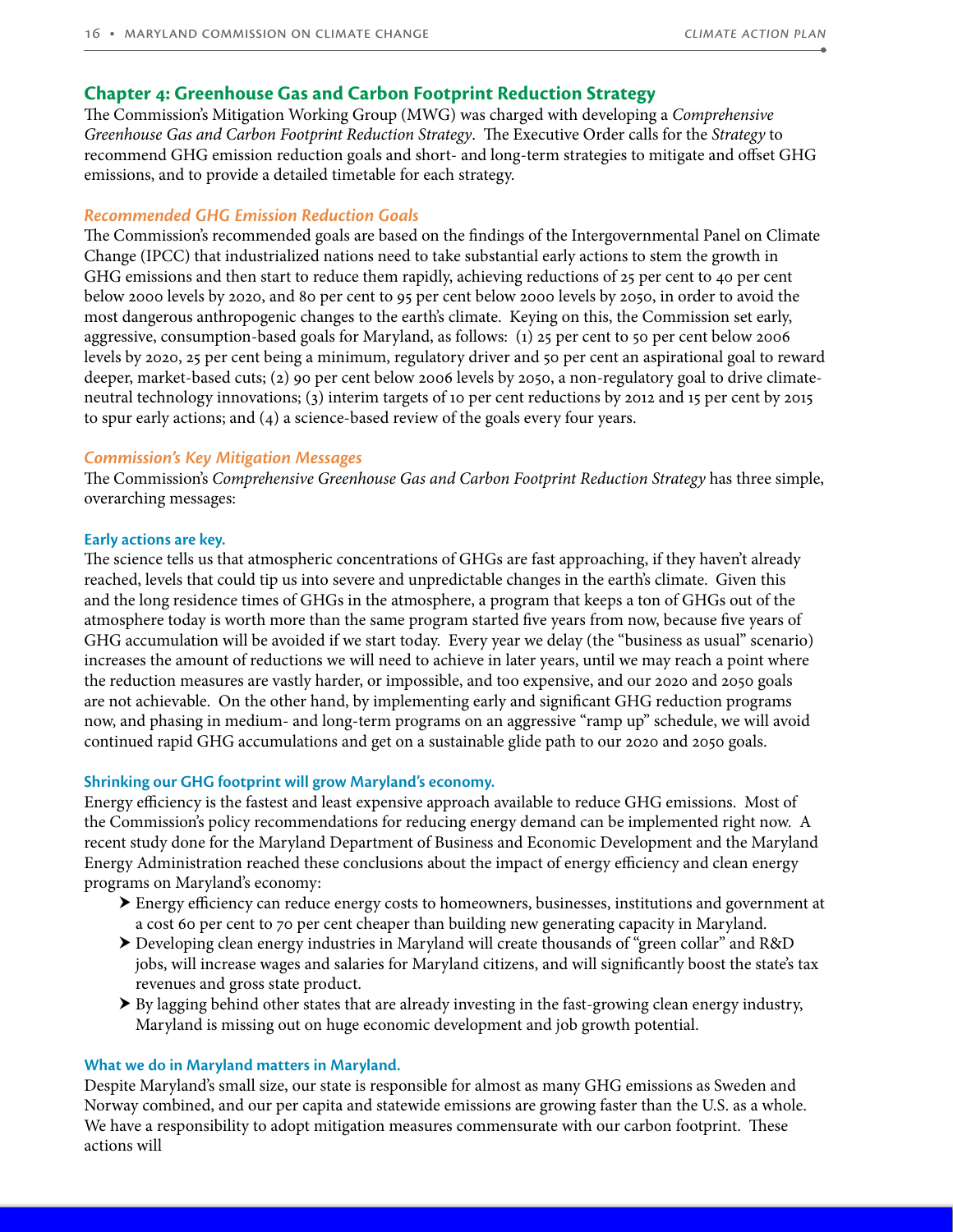## Chapter 4: Greenhouse Gas and Carbon Footprint Reduction Strategy

The Commission's Mitigation Working Group (MWG) was charged with developing a *Comprehensive Greenhouse Gas and Carbon Footprint Reduction Strategy*. The Executive Order calls for the *Strategy* to recommend GHG emission reduction goals and short- and long-term strategies to mitigate and offset GHG emissions, and to provide a detailed timetable for each strategy.

### *Recommended GHG Emission Reduction Goals*

The Commission's recommended goals are based on the findings of the Intergovernmental Panel on Climate Change (IPCC) that industrialized nations need to take substantial early actions to stem the growth in GHG emissions and then start to reduce them rapidly, achieving reductions of 25 per cent to 40 per cent below 2000 levels by 2020, and 80 per cent to 95 per cent below 2000 levels by 2050, in order to avoid the most dangerous anthropogenic changes to the earth's climate. Keying on this, the Commission set early, aggressive, consumption-based goals for Maryland, as follows: (1) 25 per cent to 50 per cent below 2006 levels by 2020, 25 per cent being a minimum, regulatory driver and 50 per cent an aspirational goal to reward deeper, market-based cuts; (2) 90 per cent below 2006 levels by 2050, a non-regulatory goal to drive climate-neutral technology innovations; (3) interim targets of 10 per cent reductions by 2012 and 15 per cent by 2015 to spur early actions; and (4) a science-based review of the goals every four years.

### *Commission's Key Mitigation Messages*

The Commission's *Comprehensive Greenhouse Gas and Carbon Footprint Reduction Strategy* has three simple, overarching messages:

#### Early actions are key.

The science tells us that atmospheric concentrations of GHGs are fast approaching, if they haven't already reached, levels that could tip us into severe and unpredictable changes in the earth's climate. Given this and the long residence times of GHGs in the atmosphere, a program that keeps a ton of GHGs out of the atmosphere today is worth more than the same program started five years from now, because five years of GHG accumulation will be avoided if we start today. Every year we delay (the "business as usual" scenario) increases the amount of reductions we will need to achieve in later years, until we may reach a point where the reduction measures are vastly harder, or impossible, and too expensive, and our 2020 and 2050 goals are not achievable. On the other hand, by implementing early and significant GHG reduction programs now, and phasing in medium- and long-term programs on an aggressive "ramp up" schedule, we will avoid continued rapid GHG accumulations and get on a sustainable glide path to our 2020 and 2050 goals.

#### Shrinking our GHG footprint will grow Maryland's economy.

Energy efficiency is the fastest and least expensive approach available to reduce GHG emissions. Most of the Commission's policy recommendations for reducing energy demand can be implemented right now. A recent study done for the Maryland Department of Business and Economic Development and the Maryland Energy Administration reached these conclusions about the impact of energy efficiency and clean energy programs on Maryland's economy:

- Energy efficiency can reduce energy costs to homeowners, businesses, institutions and government at a cost 60 per cent to 70 per cent cheaper than building new generating capacity in Maryland.
- Developing clean energy industries in Maryland will create thousands of "green collar" and R&D jobs, will increase wages and salaries for Maryland citizens, and will significantly boost the state's tax revenues and gross state product.
- By lagging behind other states that are already investing in the fast-growing clean energy industry, Maryland is missing out on huge economic development and job growth potential.

#### What we do in Maryland matters in Maryland.

Despite Maryland's small size, our state is responsible for almost as many GHG emissions as Sweden and Norway combined, and our per capita and statewide emissions are growing faster than the U.S. as a whole. We have a responsibility to adopt mitigation measures commensurate with our carbon footprint. These actions will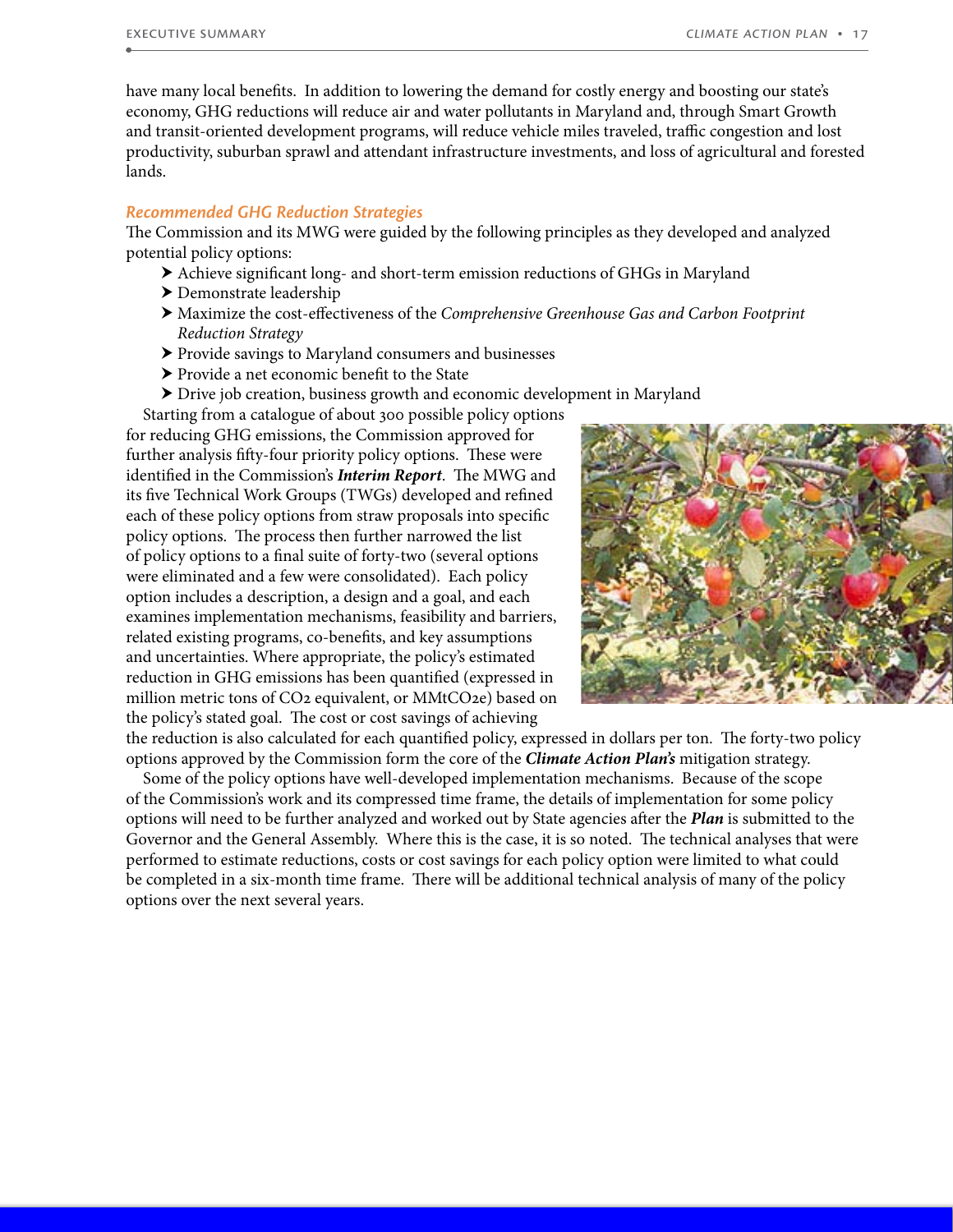have many local benefits. In addition to lowering the demand for costly energy and boosting our state's economy, GHG reductions will reduce air and water pollutants in Maryland and, through Smart Growth and transit-oriented development programs, will reduce vehicle miles traveled, traffic congestion and lost productivity, suburban sprawl and attendant infrastructure investments, and loss of agricultural and forested lands.

### *Recommended GHG Reduction Strategies*

The Commission and its MWG were guided by the following principles as they developed and analyzed potential policy options:

- Achieve significant long- and short-term emission reductions of GHGs in Maryland
- Demonstrate leadership
- Maximize the cost-effectiveness of the *Comprehensive Greenhouse Gas and Carbon Footprint Reduction Strategy*
- Provide savings to Maryland consumers and businesses
- Provide a net economic benefit to the State
- Drive job creation, business growth and economic development in Maryland

Starting from a catalogue of about 300 possible policy options for reducing GHG emissions, the Commission approved for further analysis fifty-four priority policy options. These were identified in the Commission's ***Interim Report***. The MWG and its five Technical Work Groups (TWGs) developed and refined each of these policy options from straw proposals into specific policy options. The process then further narrowed the list of policy options to a final suite of forty-two (several options were eliminated and a few were consolidated). Each policy option includes a description, a design and a goal, and each examines implementation mechanisms, feasibility and barriers, related existing programs, co-benefits, and key assumptions and uncertainties. Where appropriate, the policy's estimated reduction in GHG emissions has been quantified (expressed in million metric tons of $CO_2$ equivalent, or $MMtCO_2e$) based on the policy's stated goal. The cost or cost savings of achieving the reduction is also calculated for each quantified policy, expressed in dollars per ton. The forty-two policy options approved by the Commission form the core of the ***Climate Action Plan's*** mitigation strategy.

Some of the policy options have well-developed implementation mechanisms. Because of the scope of the Commission's work and its compressed time frame, the details of implementation for some policy options will need to be further analyzed and worked out by State agencies after the ***Plan*** is submitted to the Governor and the General Assembly. Where this is the case, it is so noted. The technical analyses that were performed to estimate reductions, costs or cost savings for each policy option were limited to what could be completed in a six-month time frame. There will be additional technical analysis of many of the policy options over the next several years.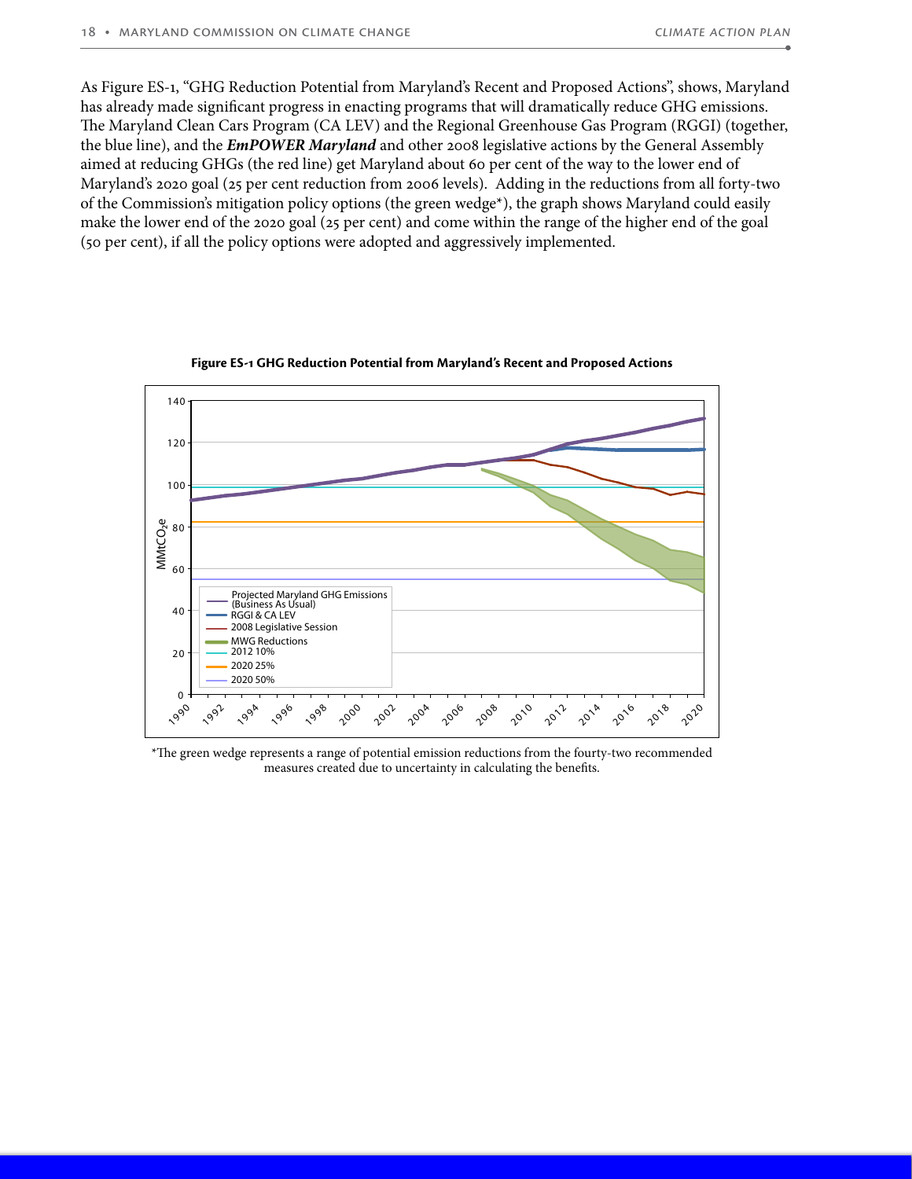As Figure ES-1, "GHG Reduction Potential from Maryland's Recent and Proposed Actions", shows, Maryland has already made significant progress in enacting programs that will dramatically reduce GHG emissions. The Maryland Clean Cars Program (CA LEV) and the Regional Greenhouse Gas Program (RGGI) (together, the blue line), and the ***EmPOWER Maryland*** and other 2008 legislative actions by the General Assembly aimed at reducing GHGs (the red line) get Maryland about 60 per cent of the way to the lower end of Maryland's 2020 goal (25 per cent reduction from 2006 levels). Adding in the reductions from all forty-two of the Commission's mitigation policy options (the green wedge*), the graph shows Maryland could easily make the lower end of the 2020 goal (25 per cent) and come within the range of the higher end of the goal (50 per cent), if all the policy options were adopted and aggressively implemented.

**Figure ES-1 GHG Reduction Potential from Maryland's Recent and Proposed Actions**

*The green wedge represents a range of potential emission reductions from the fourty-two recommended measures created due to uncertainty in calculating the benefits.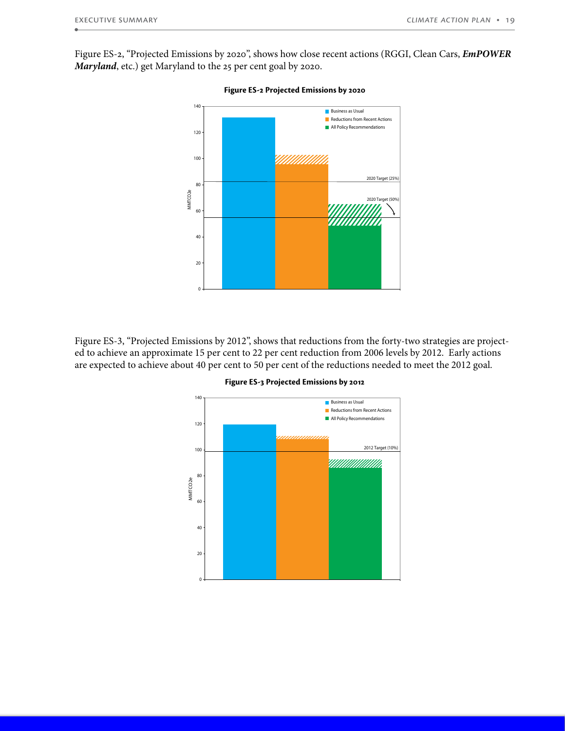Figure ES-2, "Projected Emissions by 2020", shows how close recent actions (RGGI, Clean Cars, ***EmPOWER Maryland***, etc.) get Maryland to the 25 per cent goal by 2020.

**Figure ES-2 Projected Emissions by 2020**

Figure ES-3, "Projected Emissions by 2012", shows that reductions from the forty-two strategies are projected to achieve an approximate 15 per cent to 22 per cent reduction from 2006 levels by 2012. Early actions are expected to achieve about 40 per cent to 50 per cent of the reductions needed to meet the 2012 goal.

**Figure ES-3 Projected Emissions by 2012**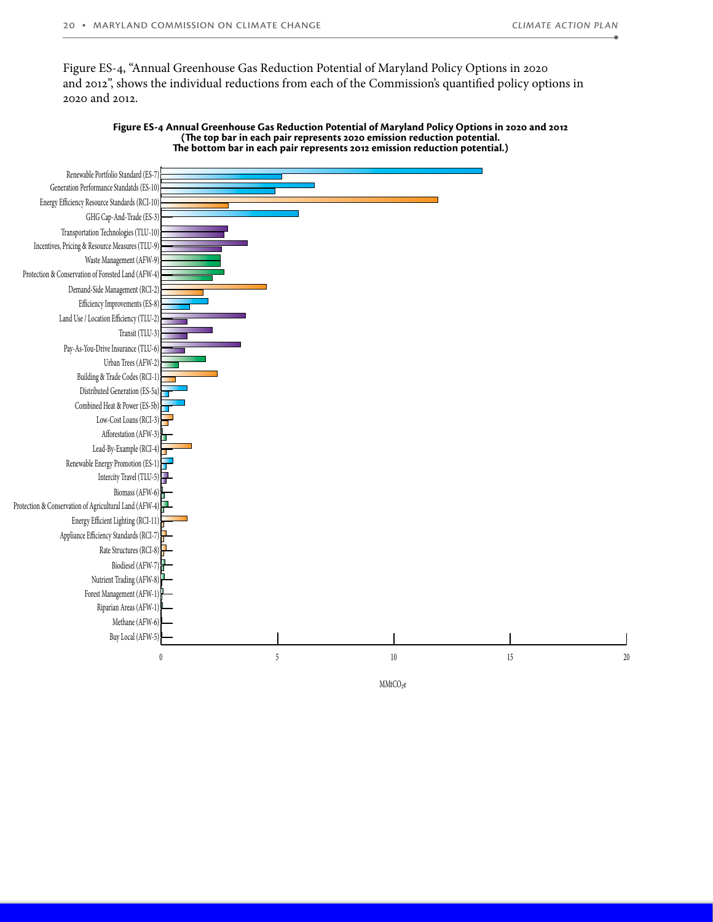Figure ES-4, "Annual Greenhouse Gas Reduction Potential of Maryland Policy Options in 2020 and 2012", shows the individual reductions from each of the Commission's quantified policy options in 2020 and 2012.

**Figure ES-4 Annual Greenhouse Gas Reduction Potential of Maryland Policy Options in 2020 and 2012 (The top bar in each pair represents 2020 emission reduction potential. The bottom bar in each pair represents 2012 emission reduction potential.)**

Renewable Portfolio Standard (ES-7)
Generation Performance Standatds (ES-10)
Energy Efficiency Resource Standards (RCI-10)
GHG Cap-And-Trade (ES-3)
Transportation Technologies (TLU-10)
Incentives, Pricing & Resource Measures (TLU-9)
Waste Management (AFW-9)
Protection & Conservation of Forested Land (AFW-4)
Demand-Side Management (RCI-2)
Efficiency Improvements (ES-8)
Land Use / Location Efficiency (TLU-2)
Transit (TLU-3)
Pay-As-You-Drive Insurance (TLU-6)
Urban Trees (AFW-2)
Building & Trade Codes (RCI-1)
Distributed Generation (ES-5a)
Combined Heat & Power (ES-5b)
Low-Cost Loans (RCI-3)
Afforestation (AFW-3)
Lead-By-Example (RCI-4)
Renewable Energy Promotion (ES-1)
Intercity Travel (TLU-5)
Biomass (AFW-6)
Protection & Conservation of Agricultural Land (AFW-4)
Energy Efficient Lighting (RCI-11)
Appliance Efficiency Standards (RCI-7)
Rate Structures (RCI-8)
Biodiesel (AFW-7)
Nutrient Trading (AFW-8)
Forest Management (AFW-1)
Riparian Areas (AFW-1)
Methane (AFW-6)
Buy Local (AFW-5)

0 5 10 15 20

$MMtCO_2e$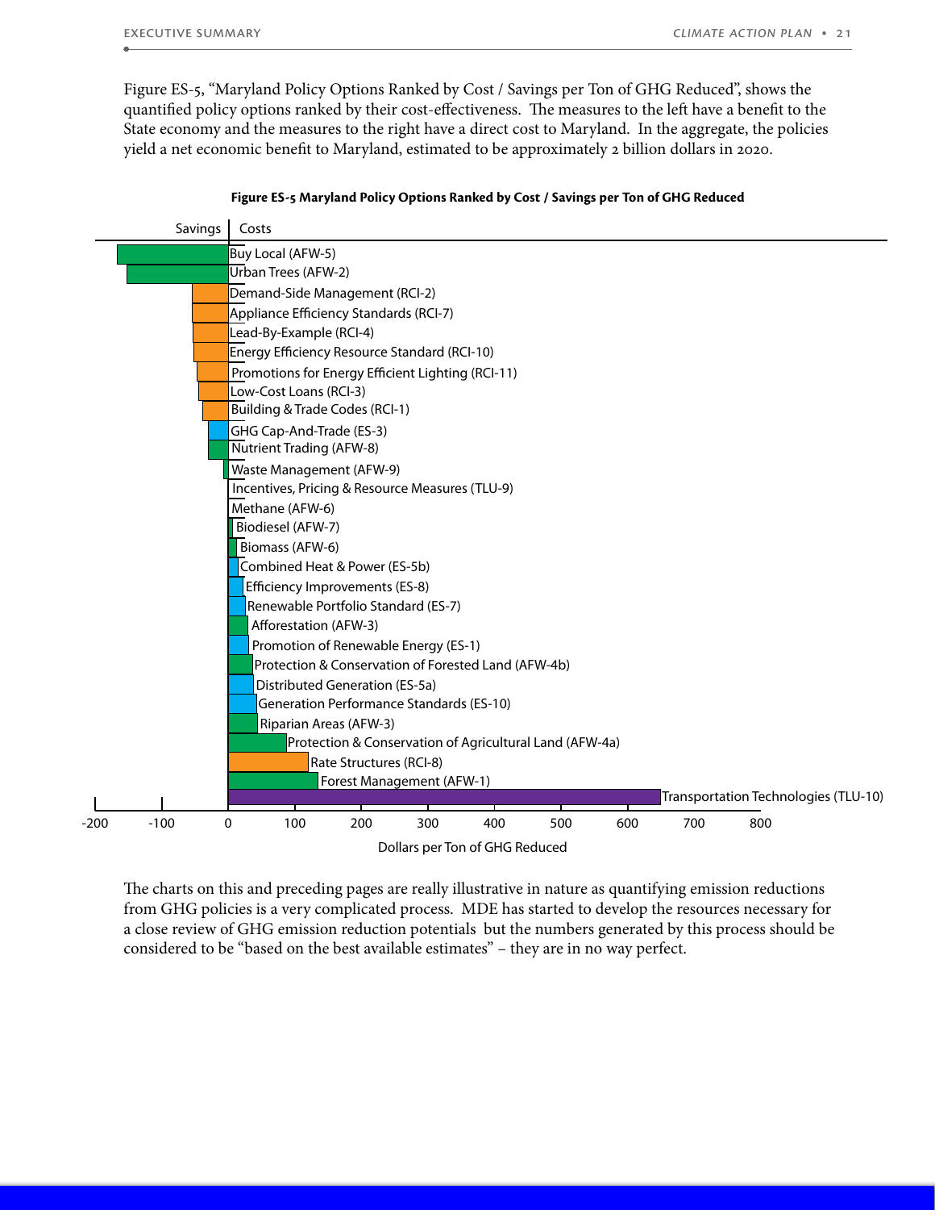Figure ES-5, "Maryland Policy Options Ranked by Cost / Savings per Ton of GHG Reduced", shows the quantified policy options ranked by their cost-effectiveness. The measures to the left have a benefit to the State economy and the measures to the right have a direct cost to Maryland. In the aggregate, the policies yield a net economic benefit to Maryland, estimated to be approximately 2 billion dollars in 2020.

**Figure ES-5 Maryland Policy Options Ranked by Cost / Savings per Ton of GHG Reduced**

Savings | Costs

- Buy Local (AFW-5)
- Urban Trees (AFW-2)
- Demand-Side Management (RCI-2)
- Appliance Efficiency Standards (RCI-7)
- Lead-By-Example (RCI-4)
- Energy Efficiency Resource Standard (RCI-10)
- Promotions for Energy Efficient Lighting (RCI-11)
- Low-Cost Loans (RCI-3)
- Building & Trade Codes (RCI-1)
- GHG Cap-And-Trade (ES-3)
- Nutrient Trading (AFW-8)
- Waste Management (AFW-9)
- Incentives, Pricing & Resource Measures (TLU-9)
- Methane (AFW-6)
- Biodiesel (AFW-7)
- Biomass (AFW-6)
- Combined Heat & Power (ES-5b)
- Efficiency Improvements (ES-8)
- Renewable Portfolio Standard (ES-7)
- Afforestation (AFW-3)
- Promotion of Renewable Energy (ES-1)
- Protection & Conservation of Forested Land (AFW-4b)
- Distributed Generation (ES-5a)
- Generation Performance Standards (ES-10)
- Riparian Areas (AFW-3)
- Protection & Conservation of Agricultural Land (AFW-4a)
- Rate Structures (RCI-8)
- Forest Management (AFW-1)
- Transportation Technologies (TLU-10)

-200 -100 0 100 200 300 400 500 600 700 800

Dollars per Ton of GHG Reduced

The charts on this and preceding pages are really illustrative in nature as quantifying emission reductions from GHG policies is a very complicated process. MDE has started to develop the resources necessary for a close review of GHG emission reduction potentials but the numbers generated by this process should be considered to be "based on the best available estimates" – they are in no way perfect.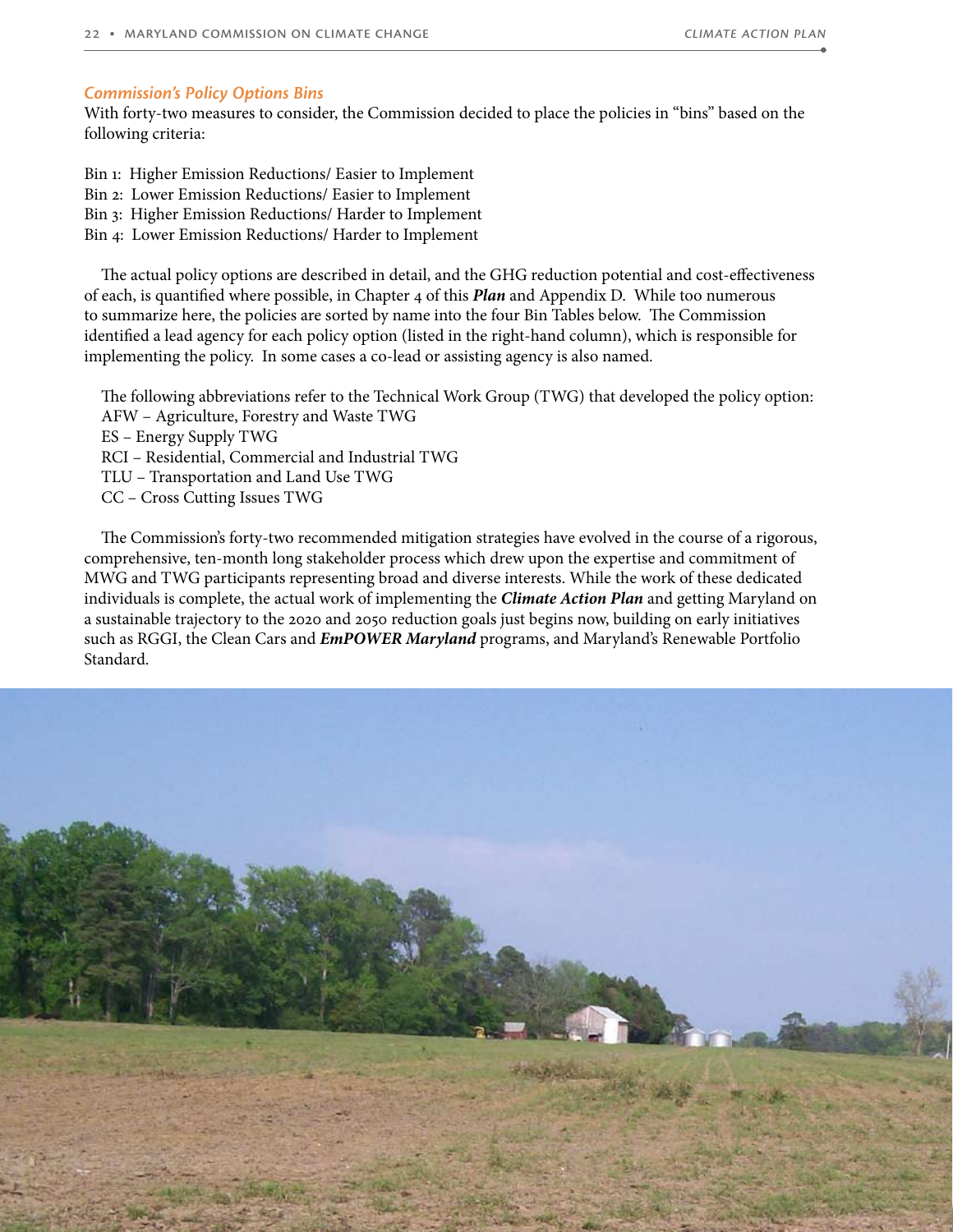### *Commission's Policy Options Bins*

With forty-two measures to consider, the Commission decided to place the policies in "bins" based on the following criteria:

Bin 1: Higher Emission Reductions/ Easier to Implement
Bin 2: Lower Emission Reductions/ Easier to Implement
Bin 3: Higher Emission Reductions/ Harder to Implement
Bin 4: Lower Emission Reductions/ Harder to Implement

The actual policy options are described in detail, and the GHG reduction potential and cost-effectiveness of each, is quantified where possible, in Chapter 4 of this ***Plan*** and Appendix D. While too numerous to summarize here, the policies are sorted by name into the four Bin Tables below. The Commission identified a lead agency for each policy option (listed in the right-hand column), which is responsible for implementing the policy. In some cases a co-lead or assisting agency is also named.

The following abbreviations refer to the Technical Work Group (TWG) that developed the policy option:
AFW – Agriculture, Forestry and Waste TWG
ES – Energy Supply TWG
RCI – Residential, Commercial and Industrial TWG
TLU – Transportation and Land Use TWG
CC – Cross Cutting Issues TWG

The Commission's forty-two recommended mitigation strategies have evolved in the course of a rigorous, comprehensive, ten-month long stakeholder process which drew upon the expertise and commitment of MWG and TWG participants representing broad and diverse interests. While the work of these dedicated individuals is complete, the actual work of implementing the ***Climate Action Plan*** and getting Maryland on a sustainable trajectory to the 2020 and 2050 reduction goals just begins now, building on early initiatives such as RGGI, the Clean Cars and ***EmPOWER Maryland*** programs, and Maryland's Renewable Portfolio Standard.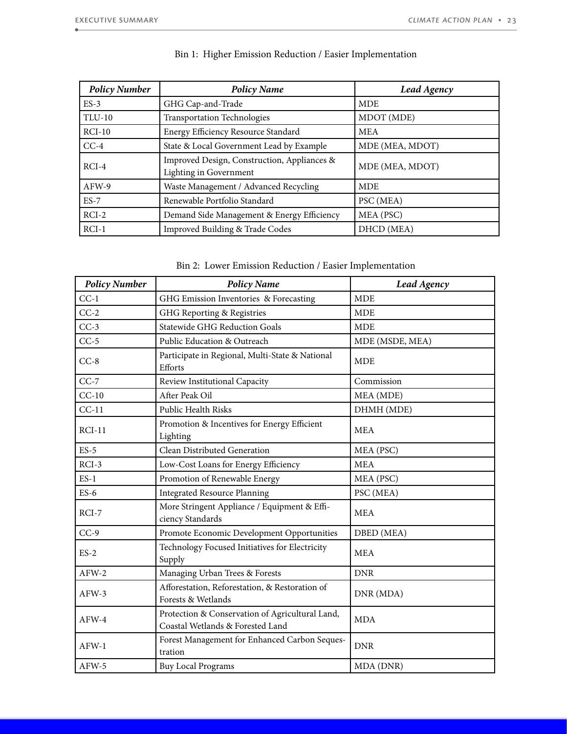Bin 1: Higher Emission Reduction / Easier Implementation

| *Policy Number* | *Policy Name* | *Lead Agency* |
|---|---|---|
| ES-3 | GHG Cap-and-Trade | MDE |
| TLU-10 | Transportation Technologies | MDOT (MDE) |
| RCI-10 | Energy Efficiency Resource Standard | MEA |
| CC-4 | State & Local Government Lead by Example | MDE (MEA, MDOT) |
| RCI-4 | Improved Design, Construction, Appliances & Lighting in Government | MDE (MEA, MDOT) |
| AFW-9 | Waste Management / Advanced Recycling | MDE |
| ES-7 | Renewable Portfolio Standard | PSC (MEA) |
| RCI-2 | Demand Side Management & Energy Efficiency | MEA (PSC) |
| RCI-1 | Improved Building & Trade Codes | DHCD (MEA) |

Bin 2: Lower Emission Reduction / Easier Implementation

| *Policy Number* | *Policy Name* | *Lead Agency* |
|---|---|---|
| CC-1 | GHG Emission Inventories & Forecasting | MDE |
| CC-2 | GHG Reporting & Registries | MDE |
| CC-3 | Statewide GHG Reduction Goals | MDE |
| CC-5 | Public Education & Outreach | MDE (MSDE, MEA) |
| CC-8 | Participate in Regional, Multi-State & National Efforts | MDE |
| CC-7 | Review Institutional Capacity | Commission |
| CC-10 | After Peak Oil | MEA (MDE) |
| CC-11 | Public Health Risks | DHMH (MDE) |
| RCI-11 | Promotion & Incentives for Energy Efficient Lighting | MEA |
| ES-5 | Clean Distributed Generation | MEA (PSC) |
| RCI-3 | Low-Cost Loans for Energy Efficiency | MEA |
| ES-1 | Promotion of Renewable Energy | MEA (PSC) |
| ES-6 | Integrated Resource Planning | PSC (MEA) |
| RCI-7 | More Stringent Appliance / Equipment & Efficiency Standards | MEA |
| CC-9 | Promote Economic Development Opportunities | DBED (MEA) |
| ES-2 | Technology Focused Initiatives for Electricity Supply | MEA |
| AFW-2 | Managing Urban Trees & Forests | DNR |
| AFW-3 | Afforestation, Reforestation, & Restoration of Forests & Wetlands | DNR (MDA) |
| AFW-4 | Protection & Conservation of Agricultural Land, Coastal Wetlands & Forested Land | MDA |
| AFW-1 | Forest Management for Enhanced Carbon Sequestration | DNR |
| AFW-5 | Buy Local Programs | MDA (DNR) |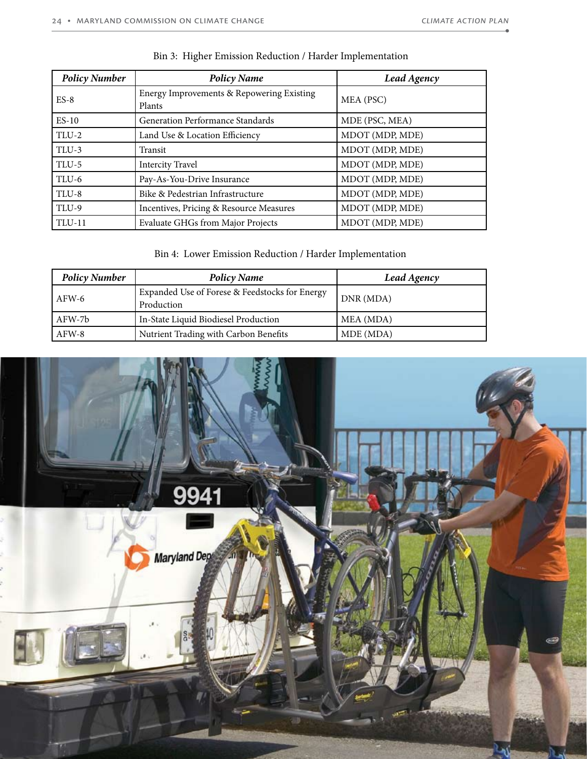Bin 3: Higher Emission Reduction / Harder Implementation

| *Policy Number* | *Policy Name* | *Lead Agency* |
|---|---|---|
| ES-8 | Energy Improvements & Repowering Existing Plants | MEA (PSC) |
| ES-10 | Generation Performance Standards | MDE (PSC, MEA) |
| TLU-2 | Land Use & Location Efficiency | MDOT (MDP, MDE) |
| TLU-3 | Transit | MDOT (MDP, MDE) |
| TLU-5 | Intercity Travel | MDOT (MDP, MDE) |
| TLU-6 | Pay-As-You-Drive Insurance | MDOT (MDP, MDE) |
| TLU-8 | Bike & Pedestrian Infrastructure | MDOT (MDP, MDE) |
| TLU-9 | Incentives, Pricing & Resource Measures | MDOT (MDP, MDE) |
| TLU-11 | Evaluate GHGs from Major Projects | MDOT (MDP, MDE) |

Bin 4: Lower Emission Reduction / Harder Implementation

| *Policy Number* | *Policy Name* | *Lead Agency* |
|---|---|---|
| AFW-6 | Expanded Use of Forese & Feedstocks for Energy Production | DNR (MDA) |
| AFW-7b | In-State Liquid Biodiesel Production | MEA (MDA) |
| AFW-8 | Nutrient Trading with Carbon Benefits | MDE (MDA) |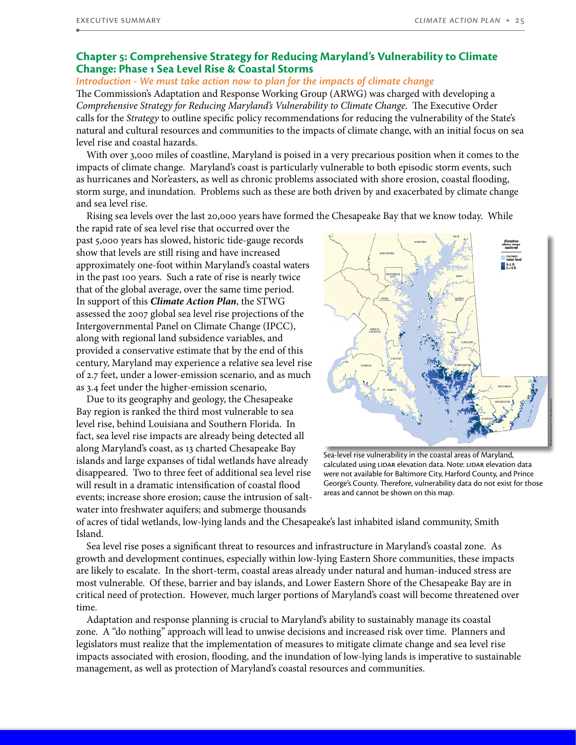## Chapter 5: Comprehensive Strategy for Reducing Maryland's Vulnerability to Climate Change: Phase 1 Sea Level Rise & Coastal Storms

### *Introduction - We must take action now to plan for the impacts of climate change*

The Commission's Adaptation and Response Working Group (ARWG) was charged with developing a *Comprehensive Strategy for Reducing Maryland's Vulnerability to Climate Change*. The Executive Order calls for the *Strategy* to outline specific policy recommendations for reducing the vulnerability of the State's natural and cultural resources and communities to the impacts of climate change, with an initial focus on sea level rise and coastal hazards.

With over 3,000 miles of coastline, Maryland is poised in a very precarious position when it comes to the impacts of climate change. Maryland's coast is particularly vulnerable to both episodic storm events, such as hurricanes and Nor'easters, as well as chronic problems associated with shore erosion, coastal flooding, storm surge, and inundation. Problems such as these are both driven by and exacerbated by climate change and sea level rise.

Rising sea levels over the last 20,000 years have formed the Chesapeake Bay that we know today. While the rapid rate of sea level rise that occurred over the past 5,000 years has slowed, historic tide-gauge records show that levels are still rising and have increased approximately one-foot within Maryland's coastal waters in the past 100 years. Such a rate of rise is nearly twice that of the global average, over the same time period. In support of this ***Climate Action Plan***, the STWG assessed the 2007 global sea level rise projections of the Intergovernmental Panel on Climate Change (IPCC), along with regional land subsidence variables, and provided a conservative estimate that by the end of this century, Maryland may experience a relative sea level rise of 2.7 feet, under a lower-emission scenario, and as much as 3.4 feet under the higher-emission scenario,

Due to its geography and geology, the Chesapeake Bay region is ranked the third most vulnerable to sea level rise, behind Louisiana and Southern Florida. In fact, sea level rise impacts are already being detected all along Maryland's coast, as 13 charted Chesapeake Bay islands and large expanses of tidal wetlands have already disappeared. Two to three feet of additional sea level rise will result in a dramatic intensification of coastal flood events; increase shore erosion; cause the intrusion of salt-water into freshwater aquifers; and submerge thousands of acres of tidal wetlands, low-lying lands and the Chesapeake's last inhabited island community, Smith Island.

Sea-level rise vulnerability in the coastal areas of Maryland, calculated using LIDAR elevation data. Note: LIDAR elevation data were not available for Baltimore City, Harford County, and Prince George's County. Therefore, vulnerability data do not exist for those areas and cannot be shown on this map.

Sea level rise poses a significant threat to resources and infrastructure in Maryland's coastal zone. As growth and development continues, especially within low-lying Eastern Shore communities, these impacts are likely to escalate. In the short-term, coastal areas already under natural and human-induced stress are most vulnerable. Of these, barrier and bay islands, and Lower Eastern Shore of the Chesapeake Bay are in critical need of protection. However, much larger portions of Maryland's coast will become threatened over time.

Adaptation and response planning is crucial to Maryland's ability to sustainably manage its coastal zone. A "do nothing" approach will lead to unwise decisions and increased risk over time. Planners and legislators must realize that the implementation of measures to mitigate climate change and sea level rise impacts associated with erosion, flooding, and the inundation of low-lying lands is imperative to sustainable management, as well as protection of Maryland's coastal resources and communities.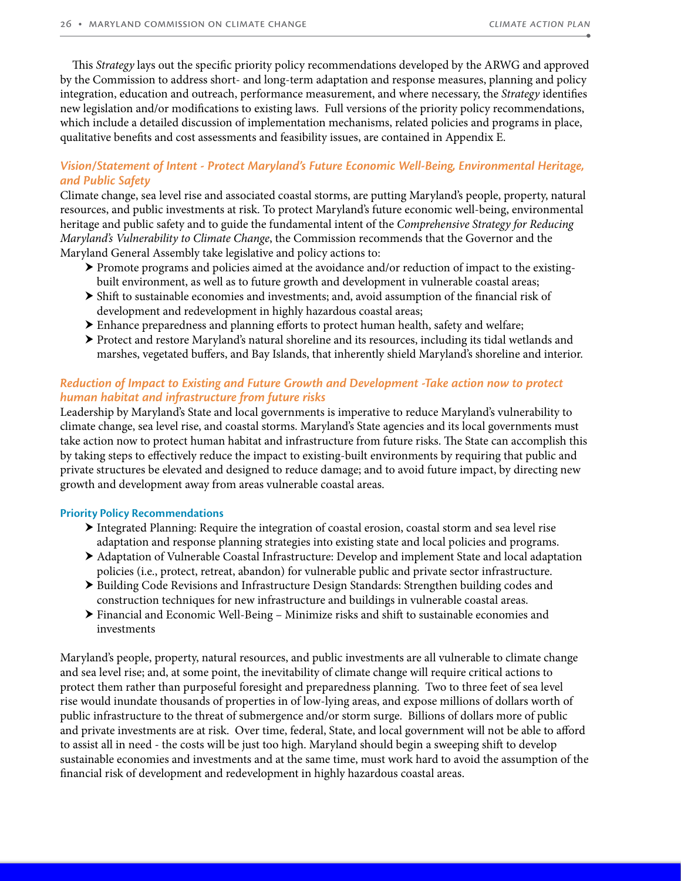This *Strategy* lays out the specific priority policy recommendations developed by the ARWG and approved by the Commission to address short- and long-term adaptation and response measures, planning and policy integration, education and outreach, performance measurement, and where necessary, the *Strategy* identifies new legislation and/or modifications to existing laws. Full versions of the priority policy recommendations, which include a detailed discussion of implementation mechanisms, related policies and programs in place, qualitative benefits and cost assessments and feasibility issues, are contained in Appendix E.

### *Vision/Statement of Intent - Protect Maryland's Future Economic Well-Being, Environmental Heritage, and Public Safety*

Climate change, sea level rise and associated coastal storms, are putting Maryland's people, property, natural resources, and public investments at risk. To protect Maryland's future economic well-being, environmental heritage and public safety and to guide the fundamental intent of the *Comprehensive Strategy for Reducing Maryland's Vulnerability to Climate Change*, the Commission recommends that the Governor and the Maryland General Assembly take legislative and policy actions to:

- Promote programs and policies aimed at the avoidance and/or reduction of impact to the existing-built environment, as well as to future growth and development in vulnerable coastal areas;
- Shift to sustainable economies and investments; and, avoid assumption of the financial risk of development and redevelopment in highly hazardous coastal areas;
- Enhance preparedness and planning efforts to protect human health, safety and welfare;
- Protect and restore Maryland's natural shoreline and its resources, including its tidal wetlands and marshes, vegetated buffers, and Bay Islands, that inherently shield Maryland's shoreline and interior.

### *Reduction of Impact to Existing and Future Growth and Development -Take action now to protect human habitat and infrastructure from future risks*

Leadership by Maryland's State and local governments is imperative to reduce Maryland's vulnerability to climate change, sea level rise, and coastal storms. Maryland's State agencies and its local governments must take action now to protect human habitat and infrastructure from future risks. The State can accomplish this by taking steps to effectively reduce the impact to existing-built environments by requiring that public and private structures be elevated and designed to reduce damage; and to avoid future impact, by directing new growth and development away from areas vulnerable coastal areas.

#### Priority Policy Recommendations

- Integrated Planning: Require the integration of coastal erosion, coastal storm and sea level rise adaptation and response planning strategies into existing state and local policies and programs.
- Adaptation of Vulnerable Coastal Infrastructure: Develop and implement State and local adaptation policies (i.e., protect, retreat, abandon) for vulnerable public and private sector infrastructure.
- Building Code Revisions and Infrastructure Design Standards: Strengthen building codes and construction techniques for new infrastructure and buildings in vulnerable coastal areas.
- Financial and Economic Well-Being – Minimize risks and shift to sustainable economies and investments

Maryland's people, property, natural resources, and public investments are all vulnerable to climate change and sea level rise; and, at some point, the inevitability of climate change will require critical actions to protect them rather than purposeful foresight and preparedness planning. Two to three feet of sea level rise would inundate thousands of properties in of low-lying areas, and expose millions of dollars worth of public infrastructure to the threat of submergence and/or storm surge. Billions of dollars more of public and private investments are at risk. Over time, federal, State, and local government will not be able to afford to assist all in need - the costs will be just too high. Maryland should begin a sweeping shift to develop sustainable economies and investments and at the same time, must work hard to avoid the assumption of the financial risk of development and redevelopment in highly hazardous coastal areas.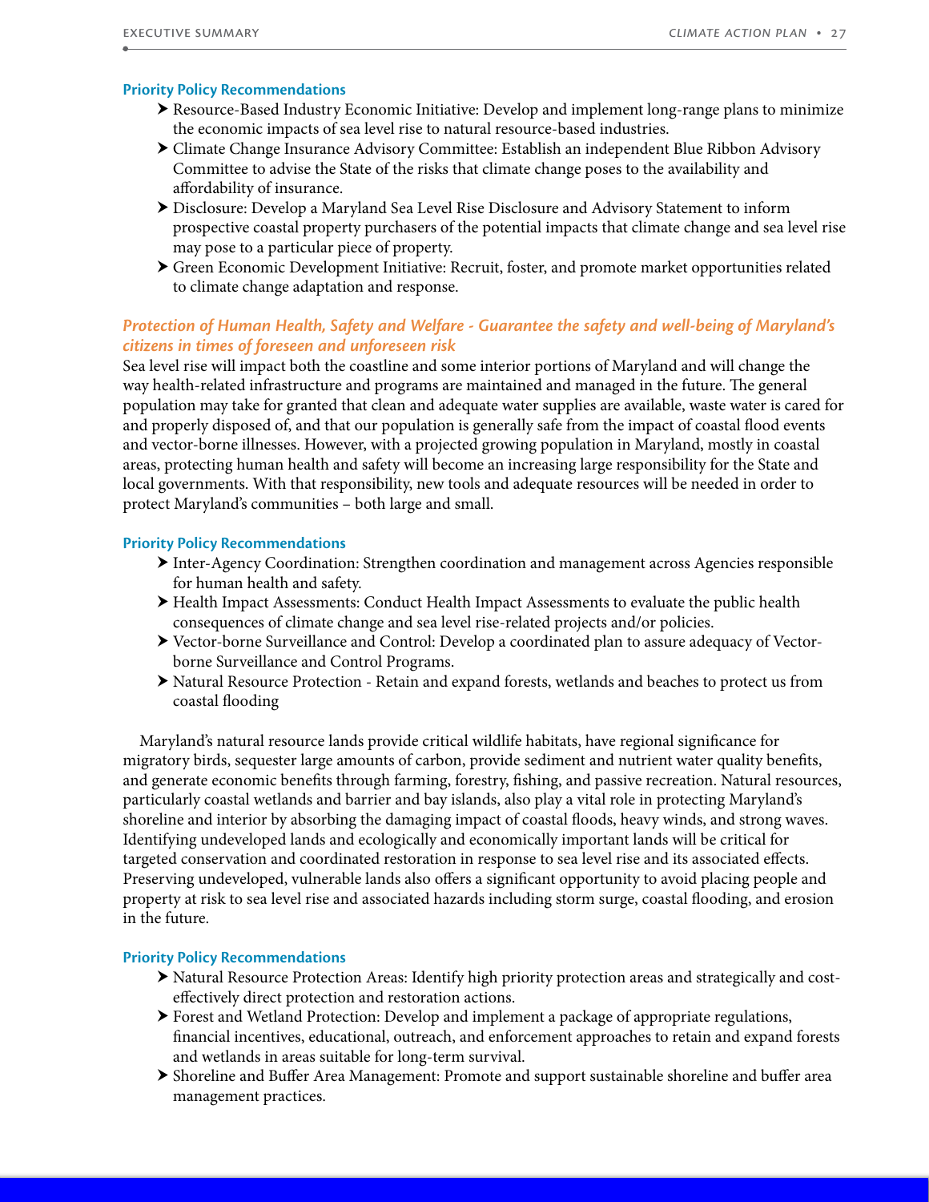### Priority Policy Recommendations

- Resource-Based Industry Economic Initiative: Develop and implement long-range plans to minimize the economic impacts of sea level rise to natural resource-based industries.
- Climate Change Insurance Advisory Committee: Establish an independent Blue Ribbon Advisory Committee to advise the State of the risks that climate change poses to the availability and affordability of insurance.
- Disclosure: Develop a Maryland Sea Level Rise Disclosure and Advisory Statement to inform prospective coastal property purchasers of the potential impacts that climate change and sea level rise may pose to a particular piece of property.
- Green Economic Development Initiative: Recruit, foster, and promote market opportunities related to climate change adaptation and response.

## *Protection of Human Health, Safety and Welfare - Guarantee the safety and well-being of Maryland's citizens in times of foreseen and unforeseen risk*

Sea level rise will impact both the coastline and some interior portions of Maryland and will change the way health-related infrastructure and programs are maintained and managed in the future. The general population may take for granted that clean and adequate water supplies are available, waste water is cared for and properly disposed of, and that our population is generally safe from the impact of coastal flood events and vector-borne illnesses. However, with a projected growing population in Maryland, mostly in coastal areas, protecting human health and safety will become an increasing large responsibility for the State and local governments. With that responsibility, new tools and adequate resources will be needed in order to protect Maryland's communities – both large and small.

### Priority Policy Recommendations

- Inter-Agency Coordination: Strengthen coordination and management across Agencies responsible for human health and safety.
- Health Impact Assessments: Conduct Health Impact Assessments to evaluate the public health consequences of climate change and sea level rise-related projects and/or policies.
- Vector-borne Surveillance and Control: Develop a coordinated plan to assure adequacy of Vector-borne Surveillance and Control Programs.
- Natural Resource Protection - Retain and expand forests, wetlands and beaches to protect us from coastal flooding

Maryland's natural resource lands provide critical wildlife habitats, have regional significance for migratory birds, sequester large amounts of carbon, provide sediment and nutrient water quality benefits, and generate economic benefits through farming, forestry, fishing, and passive recreation. Natural resources, particularly coastal wetlands and barrier and bay islands, also play a vital role in protecting Maryland's shoreline and interior by absorbing the damaging impact of coastal floods, heavy winds, and strong waves. Identifying undeveloped lands and ecologically and economically important lands will be critical for targeted conservation and coordinated restoration in response to sea level rise and its associated effects. Preserving undeveloped, vulnerable lands also offers a significant opportunity to avoid placing people and property at risk to sea level rise and associated hazards including storm surge, coastal flooding, and erosion in the future.

### Priority Policy Recommendations

- Natural Resource Protection Areas: Identify high priority protection areas and strategically and cost-effectively direct protection and restoration actions.
- Forest and Wetland Protection: Develop and implement a package of appropriate regulations, financial incentives, educational, outreach, and enforcement approaches to retain and expand forests and wetlands in areas suitable for long-term survival.
- Shoreline and Buffer Area Management: Promote and support sustainable shoreline and buffer area management practices.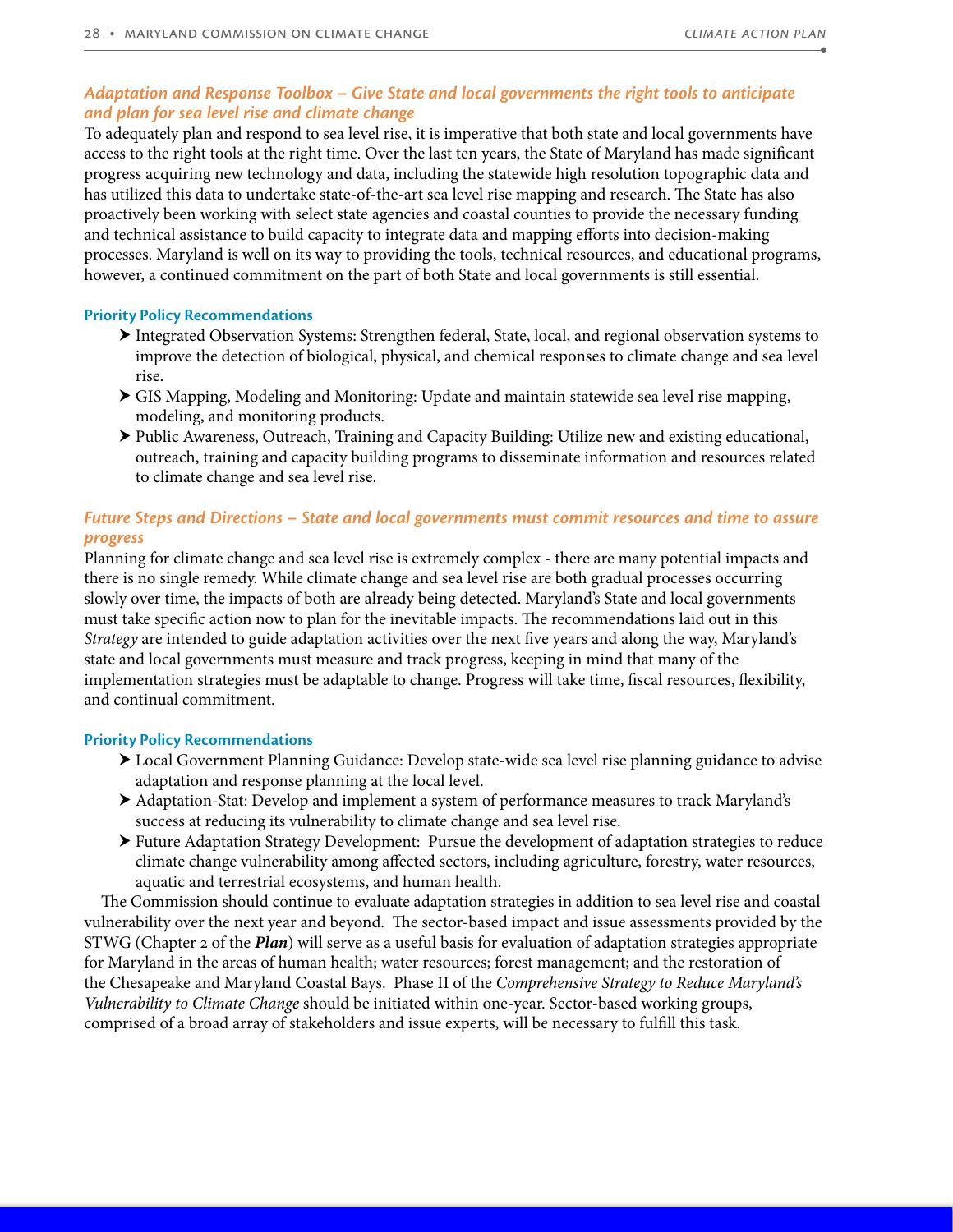### *Adaptation and Response Toolbox – Give State and local governments the right tools to anticipate and plan for sea level rise and climate change*

To adequately plan and respond to sea level rise, it is imperative that both state and local governments have access to the right tools at the right time. Over the last ten years, the State of Maryland has made significant progress acquiring new technology and data, including the statewide high resolution topographic data and has utilized this data to undertake state-of-the-art sea level rise mapping and research. The State has also proactively been working with select state agencies and coastal counties to provide the necessary funding and technical assistance to build capacity to integrate data and mapping efforts into decision-making processes. Maryland is well on its way to providing the tools, technical resources, and educational programs, however, a continued commitment on the part of both State and local governments is still essential.

**Priority Policy Recommendations**

- Integrated Observation Systems: Strengthen federal, State, local, and regional observation systems to improve the detection of biological, physical, and chemical responses to climate change and sea level rise.
- GIS Mapping, Modeling and Monitoring: Update and maintain statewide sea level rise mapping, modeling, and monitoring products.
- Public Awareness, Outreach, Training and Capacity Building: Utilize new and existing educational, outreach, training and capacity building programs to disseminate information and resources related to climate change and sea level rise.

### *Future Steps and Directions – State and local governments must commit resources and time to assure progress*

Planning for climate change and sea level rise is extremely complex - there are many potential impacts and there is no single remedy. While climate change and sea level rise are both gradual processes occurring slowly over time, the impacts of both are already being detected. Maryland's State and local governments must take specific action now to plan for the inevitable impacts. The recommendations laid out in this *Strategy* are intended to guide adaptation activities over the next five years and along the way, Maryland's state and local governments must measure and track progress, keeping in mind that many of the implementation strategies must be adaptable to change. Progress will take time, fiscal resources, flexibility, and continual commitment.

**Priority Policy Recommendations**

- Local Government Planning Guidance: Develop state-wide sea level rise planning guidance to advise adaptation and response planning at the local level.
- Adaptation-Stat: Develop and implement a system of performance measures to track Maryland's success at reducing its vulnerability to climate change and sea level rise.
- Future Adaptation Strategy Development: Pursue the development of adaptation strategies to reduce climate change vulnerability among affected sectors, including agriculture, forestry, water resources, aquatic and terrestrial ecosystems, and human health.

The Commission should continue to evaluate adaptation strategies in addition to sea level rise and coastal vulnerability over the next year and beyond. The sector-based impact and issue assessments provided by the STWG (Chapter 2 of the ***Plan***) will serve as a useful basis for evaluation of adaptation strategies appropriate for Maryland in the areas of human health; water resources; forest management; and the restoration of the Chesapeake and Maryland Coastal Bays. Phase II of the *Comprehensive Strategy to Reduce Maryland's Vulnerability to Climate Change* should be initiated within one-year. Sector-based working groups, comprised of a broad array of stakeholders and issue experts, will be necessary to fulfill this task.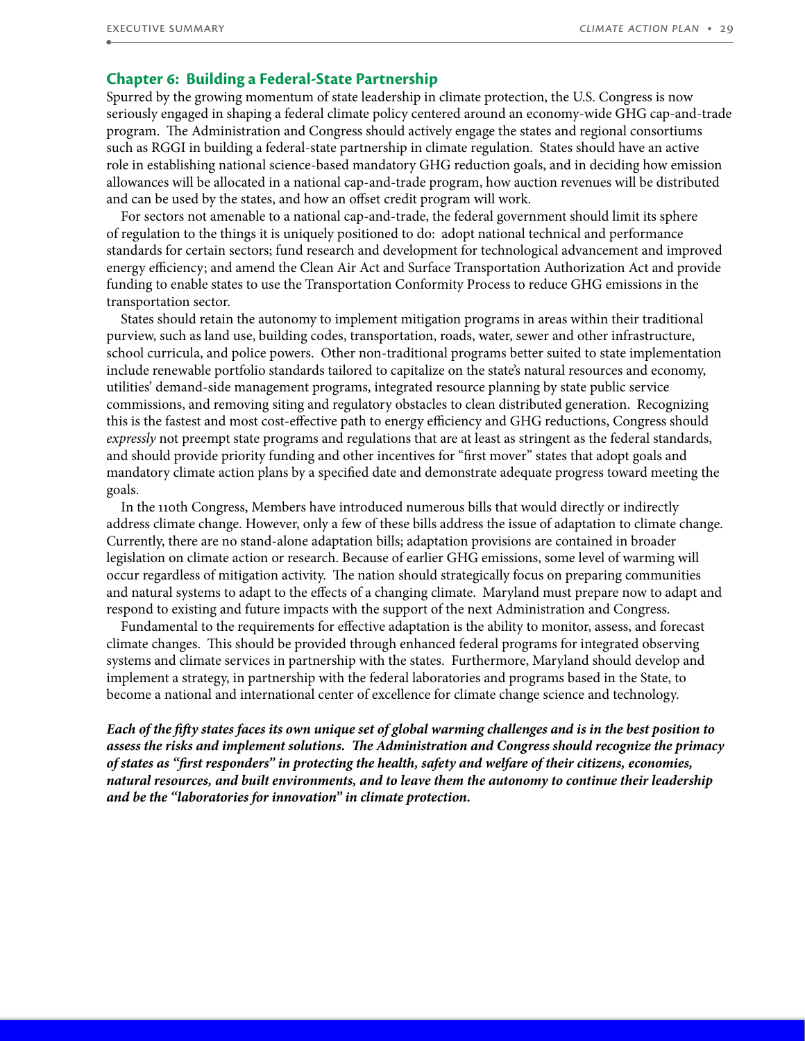## Chapter 6: Building a Federal-State Partnership

Spurred by the growing momentum of state leadership in climate protection, the U.S. Congress is now seriously engaged in shaping a federal climate policy centered around an economy-wide GHG cap-and-trade program. The Administration and Congress should actively engage the states and regional consortiums such as RGGI in building a federal-state partnership in climate regulation. States should have an active role in establishing national science-based mandatory GHG reduction goals, and in deciding how emission allowances will be allocated in a national cap-and-trade program, how auction revenues will be distributed and can be used by the states, and how an offset credit program will work.

For sectors not amenable to a national cap-and-trade, the federal government should limit its sphere of regulation to the things it is uniquely positioned to do: adopt national technical and performance standards for certain sectors; fund research and development for technological advancement and improved energy efficiency; and amend the Clean Air Act and Surface Transportation Authorization Act and provide funding to enable states to use the Transportation Conformity Process to reduce GHG emissions in the transportation sector.

States should retain the autonomy to implement mitigation programs in areas within their traditional purview, such as land use, building codes, transportation, roads, water, sewer and other infrastructure, school curricula, and police powers. Other non-traditional programs better suited to state implementation include renewable portfolio standards tailored to capitalize on the state's natural resources and economy, utilities' demand-side management programs, integrated resource planning by state public service commissions, and removing siting and regulatory obstacles to clean distributed generation. Recognizing this is the fastest and most cost-effective path to energy efficiency and GHG reductions, Congress should *expressly* not preempt state programs and regulations that are at least as stringent as the federal standards, and should provide priority funding and other incentives for "first mover" states that adopt goals and mandatory climate action plans by a specified date and demonstrate adequate progress toward meeting the goals.

In the 110th Congress, Members have introduced numerous bills that would directly or indirectly address climate change. However, only a few of these bills address the issue of adaptation to climate change. Currently, there are no stand-alone adaptation bills; adaptation provisions are contained in broader legislation on climate action or research. Because of earlier GHG emissions, some level of warming will occur regardless of mitigation activity. The nation should strategically focus on preparing communities and natural systems to adapt to the effects of a changing climate. Maryland must prepare now to adapt and respond to existing and future impacts with the support of the next Administration and Congress.

Fundamental to the requirements for effective adaptation is the ability to monitor, assess, and forecast climate changes. This should be provided through enhanced federal programs for integrated observing systems and climate services in partnership with the states. Furthermore, Maryland should develop and implement a strategy, in partnership with the federal laboratories and programs based in the State, to become a national and international center of excellence for climate change science and technology.

***Each of the fifty states faces its own unique set of global warming challenges and is in the best position to assess the risks and implement solutions. The Administration and Congress should recognize the primacy of states as "first responders" in protecting the health, safety and welfare of their citizens, economies, natural resources, and built environments, and to leave them the autonomy to continue their leadership and be the "laboratories for innovation" in climate protection.***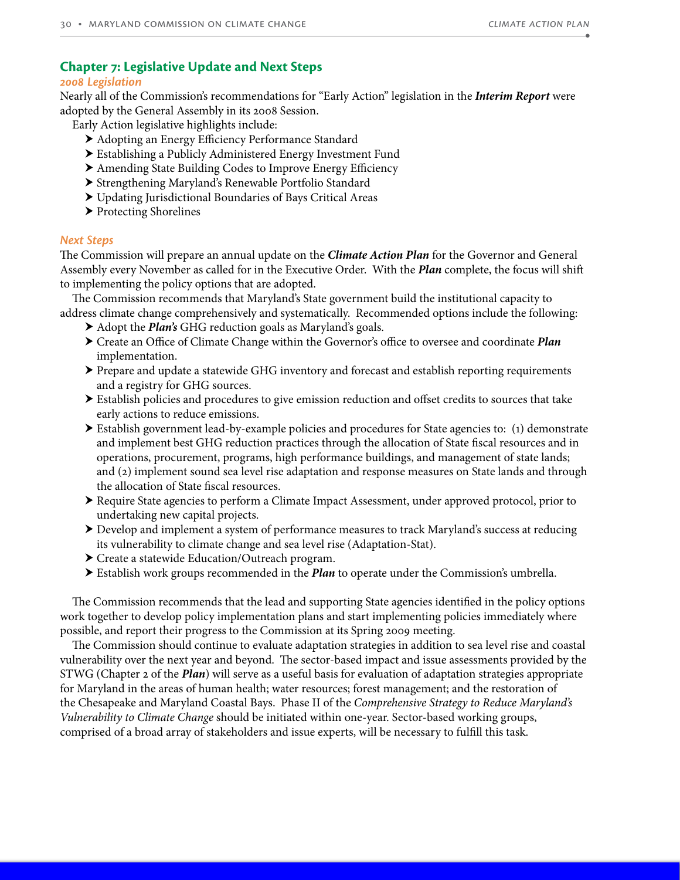## Chapter 7: Legislative Update and Next Steps

### *2008 Legislation*

Nearly all of the Commission's recommendations for "Early Action" legislation in the ***Interim Report*** were adopted by the General Assembly in its 2008 Session.

Early Action legislative highlights include:

- Adopting an Energy Efficiency Performance Standard
- Establishing a Publicly Administered Energy Investment Fund
- Amending State Building Codes to Improve Energy Efficiency
- Strengthening Maryland's Renewable Portfolio Standard
- Updating Jurisdictional Boundaries of Bays Critical Areas
- Protecting Shorelines

### *Next Steps*

The Commission will prepare an annual update on the ***Climate Action Plan*** for the Governor and General Assembly every November as called for in the Executive Order. With the ***Plan*** complete, the focus will shift to implementing the policy options that are adopted.

The Commission recommends that Maryland's State government build the institutional capacity to address climate change comprehensively and systematically. Recommended options include the following:

- Adopt the ***Plan's*** GHG reduction goals as Maryland's goals.
- Create an Office of Climate Change within the Governor's office to oversee and coordinate ***Plan*** implementation.
- Prepare and update a statewide GHG inventory and forecast and establish reporting requirements and a registry for GHG sources.
- Establish policies and procedures to give emission reduction and offset credits to sources that take early actions to reduce emissions.
- Establish government lead-by-example policies and procedures for State agencies to: (1) demonstrate and implement best GHG reduction practices through the allocation of State fiscal resources and in operations, procurement, programs, high performance buildings, and management of state lands; and (2) implement sound sea level rise adaptation and response measures on State lands and through the allocation of State fiscal resources.
- Require State agencies to perform a Climate Impact Assessment, under approved protocol, prior to undertaking new capital projects.
- Develop and implement a system of performance measures to track Maryland's success at reducing its vulnerability to climate change and sea level rise (Adaptation-Stat).
- Create a statewide Education/Outreach program.
- Establish work groups recommended in the ***Plan*** to operate under the Commission's umbrella.

The Commission recommends that the lead and supporting State agencies identified in the policy options work together to develop policy implementation plans and start implementing policies immediately where possible, and report their progress to the Commission at its Spring 2009 meeting.

The Commission should continue to evaluate adaptation strategies in addition to sea level rise and coastal vulnerability over the next year and beyond. The sector-based impact and issue assessments provided by the STWG (Chapter 2 of the ***Plan***) will serve as a useful basis for evaluation of adaptation strategies appropriate for Maryland in the areas of human health; water resources; forest management; and the restoration of the Chesapeake and Maryland Coastal Bays. Phase II of the *Comprehensive Strategy to Reduce Maryland's Vulnerability to Climate Change* should be initiated within one-year. Sector-based working groups, comprised of a broad array of stakeholders and issue experts, will be necessary to fulfill this task.